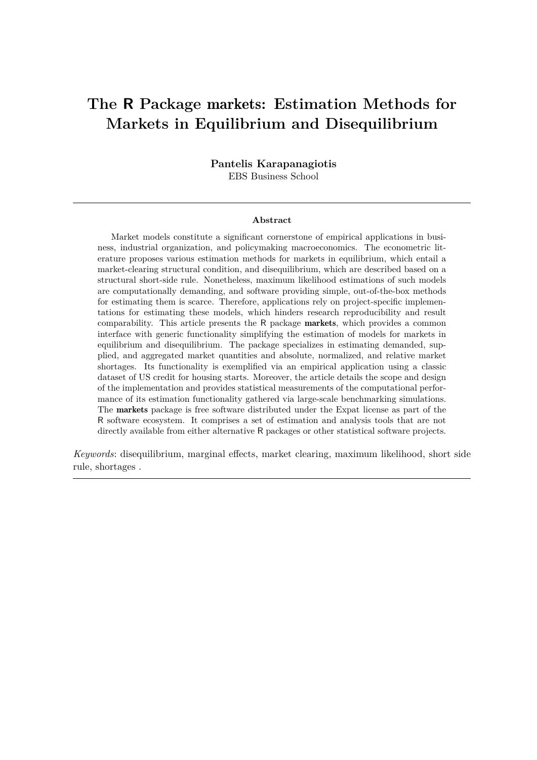# The R Package markets: Estimation Methods for Markets in Equilibrium and Disequilibrium

**Pantelis Karapanagiotis**
EBS Business School

### Abstract

Market models constitute a significant cornerstone of empirical applications in business, industrial organization, and policymaking macroeconomics. The econometric literature proposes various estimation methods for markets in equilibrium, which entail a market-clearing structural condition, and disequilibrium, which are described based on a structural short-side rule. Nonetheless, maximum likelihood estimations of such models are computationally demanding, and software providing simple, out-of-the-box methods for estimating them is scarce. Therefore, applications rely on project-specific implementations for estimating these models, which hinders research reproducibility and result comparability. This article presents the R package **markets**, which provides a common interface with generic functionality simplifying the estimation of models for markets in equilibrium and disequilibrium. The package specializes in estimating demanded, supplied, and aggregated market quantities and absolute, normalized, and relative market shortages. Its functionality is exemplified via an empirical application using a classic dataset of US credit for housing starts. Moreover, the article details the scope and design of the implementation and provides statistical measurements of the computational performance of its estimation functionality gathered via large-scale benchmarking simulations. The **markets** package is free software distributed under the Expat license as part of the R software ecosystem. It comprises a set of estimation and analysis tools that are not directly available from either alternative R packages or other statistical software projects.

*Keywords*: disequilibrium, marginal effects, market clearing, maximum likelihood, short side rule, shortages .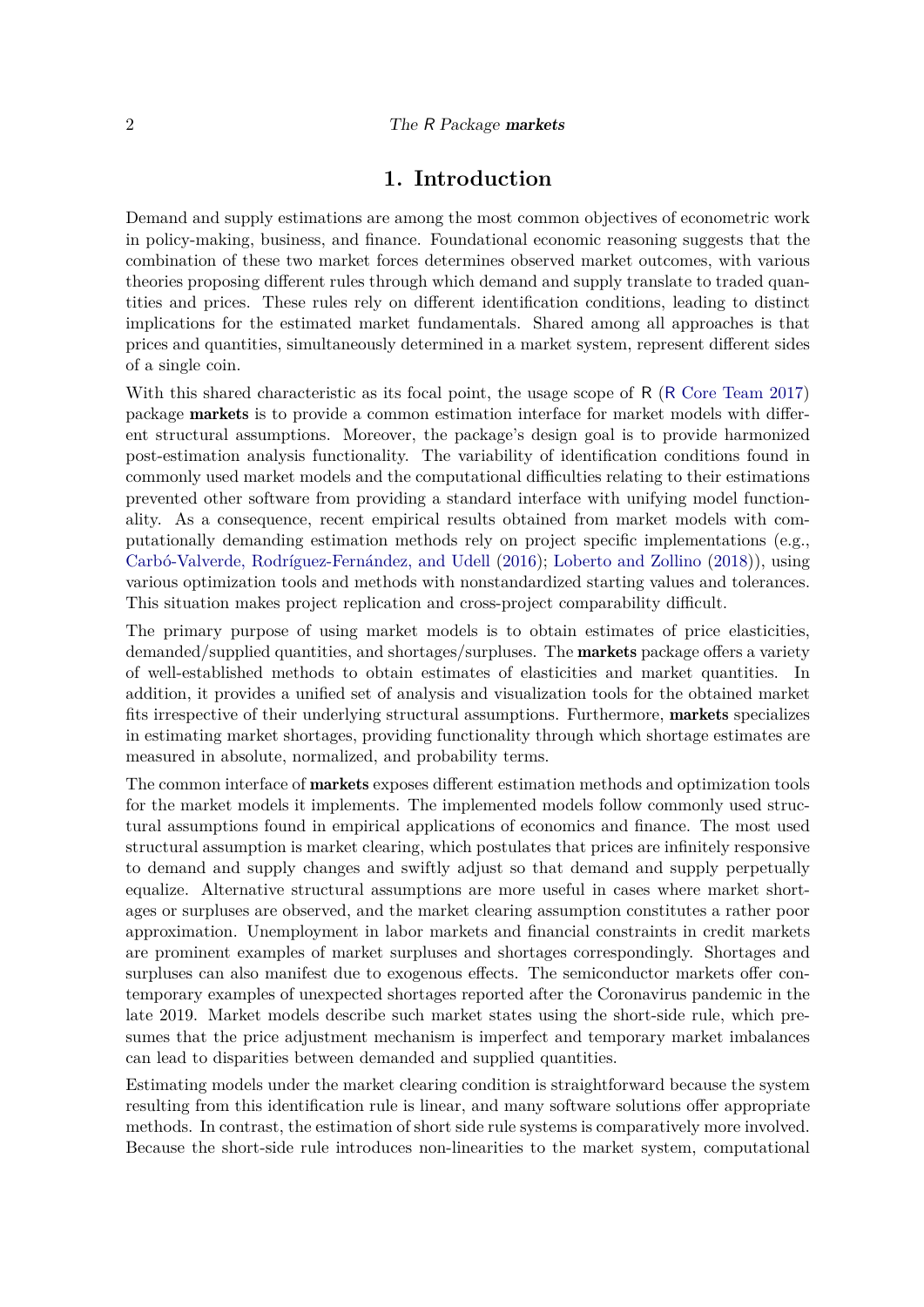# 1. Introduction

Demand and supply estimations are among the most common objectives of econometric work in policy-making, business, and finance. Foundational economic reasoning suggests that the combination of these two market forces determines observed market outcomes, with various theories proposing different rules through which demand and supply translate to traded quantities and prices. These rules rely on different identification conditions, leading to distinct implications for the estimated market fundamentals. Shared among all approaches is that prices and quantities, simultaneously determined in a market system, represent different sides of a single coin.

With this shared characteristic as its focal point, the usage scope of R (R Core Team 2017) package **markets** is to provide a common estimation interface for market models with different structural assumptions. Moreover, the package's design goal is to provide harmonized post-estimation analysis functionality. The variability of identification conditions found in commonly used market models and the computational difficulties relating to their estimations prevented other software from providing a standard interface with unifying model functionality. As a consequence, recent empirical results obtained from market models with computationally demanding estimation methods rely on project specific implementations (e.g., Carbó-Valverde, Rodríguez-Fernández, and Udell (2016); Loberto and Zollino (2018)), using various optimization tools and methods with nonstandardized starting values and tolerances. This situation makes project replication and cross-project comparability difficult.

The primary purpose of using market models is to obtain estimates of price elasticities, demanded/supplied quantities, and shortages/surpluses. The **markets** package offers a variety of well-established methods to obtain estimates of elasticities and market quantities. In addition, it provides a unified set of analysis and visualization tools for the obtained market fits irrespective of their underlying structural assumptions. Furthermore, **markets** specializes in estimating market shortages, providing functionality through which shortage estimates are measured in absolute, normalized, and probability terms.

The common interface of **markets** exposes different estimation methods and optimization tools for the market models it implements. The implemented models follow commonly used structural assumptions found in empirical applications of economics and finance. The most used structural assumption is market clearing, which postulates that prices are infinitely responsive to demand and supply changes and swiftly adjust so that demand and supply perpetually equalize. Alternative structural assumptions are more useful in cases where market shortages or surpluses are observed, and the market clearing assumption constitutes a rather poor approximation. Unemployment in labor markets and financial constraints in credit markets are prominent examples of market surpluses and shortages correspondingly. Shortages and surpluses can also manifest due to exogenous effects. The semiconductor markets offer contemporary examples of unexpected shortages reported after the Coronavirus pandemic in the late 2019. Market models describe such market states using the short-side rule, which presumes that the price adjustment mechanism is imperfect and temporary market imbalances can lead to disparities between demanded and supplied quantities.

Estimating models under the market clearing condition is straightforward because the system resulting from this identification rule is linear, and many software solutions offer appropriate methods. In contrast, the estimation of short side rule systems is comparatively more involved. Because the short-side rule introduces non-linearities to the market system, computational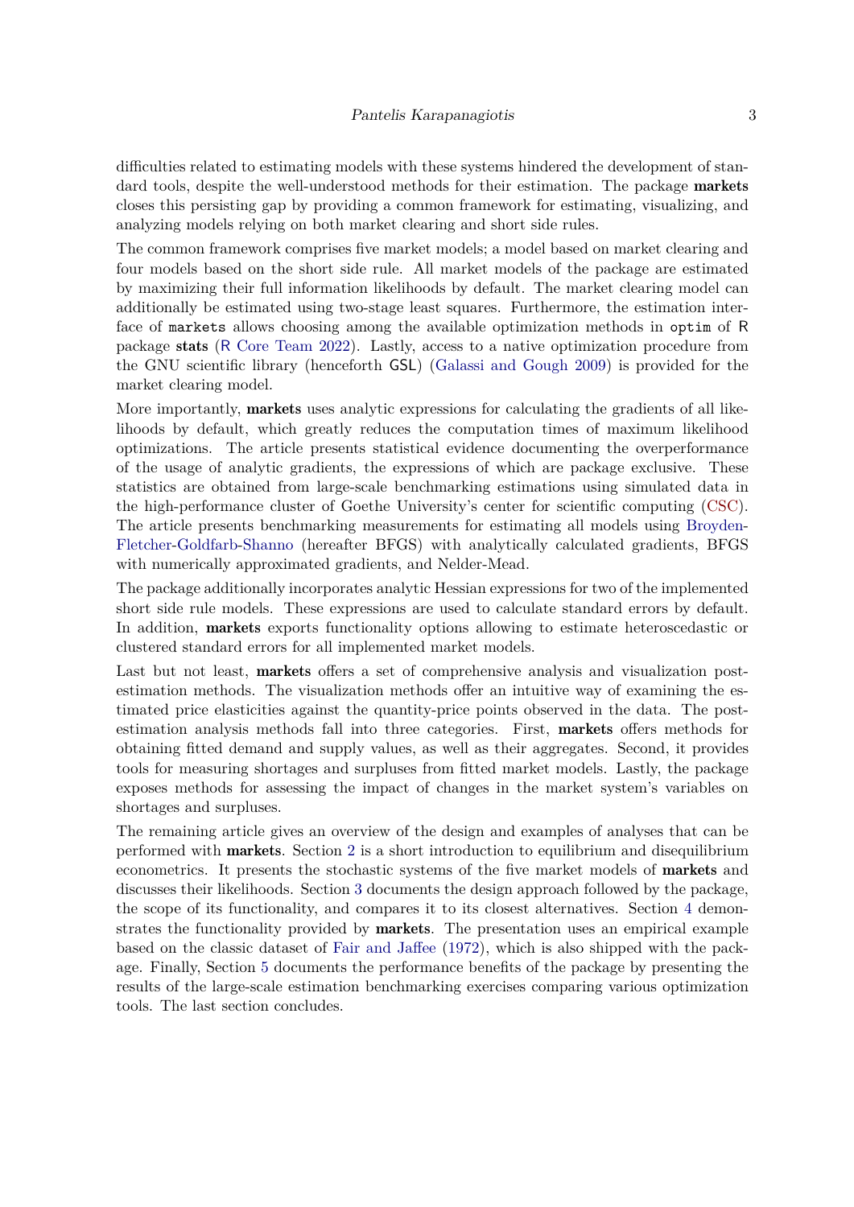difficulties related to estimating models with these systems hindered the development of standard tools, despite the well-understood methods for their estimation. The package **markets** closes this persisting gap by providing a common framework for estimating, visualizing, and analyzing models relying on both market clearing and short side rules.

The common framework comprises five market models; a model based on market clearing and four models based on the short side rule. All market models of the package are estimated by maximizing their full information likelihoods by default. The market clearing model can additionally be estimated using two-stage least squares. Furthermore, the estimation interface of `markets` allows choosing among the available optimization methods in `optim` of `R` package **stats** (`R` Core Team 2022). Lastly, access to a native optimization procedure from the GNU scientific library (henceforth `GSL`) (Galassi and Gough 2009) is provided for the market clearing model.

More importantly, **markets** uses analytic expressions for calculating the gradients of all likelihoods by default, which greatly reduces the computation times of maximum likelihood optimizations. The article presents statistical evidence documenting the overperformance of the usage of analytic gradients, the expressions of which are package exclusive. These statistics are obtained from large-scale benchmarking estimations using simulated data in the high-performance cluster of Goethe University's center for scientific computing (CSC). The article presents benchmarking measurements for estimating all models using Broyden-Fletcher-Goldfarb-Shanno (hereafter BFGS) with analytically calculated gradients, BFGS with numerically approximated gradients, and Nelder-Mead.

The package additionally incorporates analytic Hessian expressions for two of the implemented short side rule models. These expressions are used to calculate standard errors by default. In addition, **markets** exports functionality options allowing to estimate heteroscedastic or clustered standard errors for all implemented market models.

Last but not least, **markets** offers a set of comprehensive analysis and visualization post-estimation methods. The visualization methods offer an intuitive way of examining the estimated price elasticities against the quantity-price points observed in the data. The post-estimation analysis methods fall into three categories. First, **markets** offers methods for obtaining fitted demand and supply values, as well as their aggregates. Second, it provides tools for measuring shortages and surpluses from fitted market models. Lastly, the package exposes methods for assessing the impact of changes in the market system's variables on shortages and surpluses.

The remaining article gives an overview of the design and examples of analyses that can be performed with **markets**. Section 2 is a short introduction to equilibrium and disequilibrium econometrics. It presents the stochastic systems of the five market models of **markets** and discusses their likelihoods. Section 3 documents the design approach followed by the package, the scope of its functionality, and compares it to its closest alternatives. Section 4 demonstrates the functionality provided by **markets**. The presentation uses an empirical example based on the classic dataset of Fair and Jaffee (1972), which is also shipped with the package. Finally, Section 5 documents the performance benefits of the package by presenting the results of the large-scale estimation benchmarking exercises comparing various optimization tools. The last section concludes.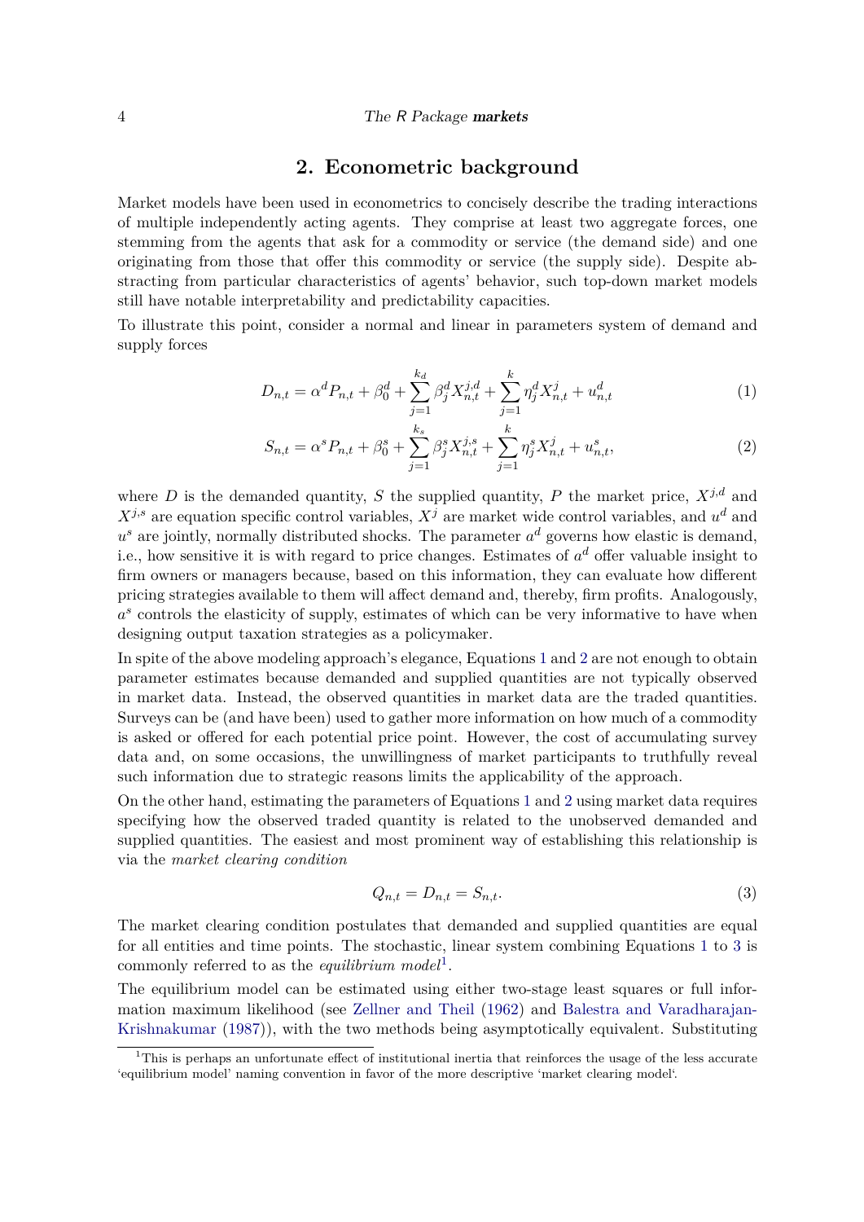## 2. Econometric background

Market models have been used in econometrics to concisely describe the trading interactions of multiple independently acting agents. They comprise at least two aggregate forces, one stemming from the agents that ask for a commodity or service (the demand side) and one originating from those that offer this commodity or service (the supply side). Despite abstracting from particular characteristics of agents' behavior, such top-down market models still have notable interpretability and predictability capacities.

To illustrate this point, consider a normal and linear in parameters system of demand and supply forces

$$D_{n,t} = \alpha^d P_{n,t} + \beta_0^d + \sum_{j=1}^{k_d} \beta_j^d X_{n,t}^{j,d} + \sum_{j=1}^{k} \eta_j^d X_{n,t}^j + u_{n,t}^d \tag{1}$$

$$S_{n,t} = \alpha^s P_{n,t} + \beta_0^s + \sum_{j=1}^{k_s} \beta_j^s X_{n,t}^{j,s} + \sum_{j=1}^{k} \eta_j^s X_{n,t}^j + u_{n,t}^s, \tag{2}$$

where $D$ is the demanded quantity, $S$ the supplied quantity, $P$ the market price, $X^{j,d}$ and $X^{j,s}$ are equation specific control variables, $X^j$ are market wide control variables, and $u^d$ and $u^s$ are jointly, normally distributed shocks. The parameter $a^d$ governs how elastic is demand, i.e., how sensitive it is with regard to price changes. Estimates of $a^d$ offer valuable insight to firm owners or managers because, based on this information, they can evaluate how different pricing strategies available to them will affect demand and, thereby, firm profits. Analogously, $a^s$ controls the elasticity of supply, estimates of which can be very informative to have when designing output taxation strategies as a policymaker.

In spite of the above modeling approach's elegance, Equations 1 and 2 are not enough to obtain parameter estimates because demanded and supplied quantities are not typically observed in market data. Instead, the observed quantities in market data are the traded quantities. Surveys can be (and have been) used to gather more information on how much of a commodity is asked or offered for each potential price point. However, the cost of accumulating survey data and, on some occasions, the unwillingness of market participants to truthfully reveal such information due to strategic reasons limits the applicability of the approach.

On the other hand, estimating the parameters of Equations 1 and 2 using market data requires specifying how the observed traded quantity is related to the unobserved demanded and supplied quantities. The easiest and most prominent way of establishing this relationship is via the *market clearing condition*

$$Q_{n,t} = D_{n,t} = S_{n,t}. \tag{3}$$

The market clearing condition postulates that demanded and supplied quantities are equal for all entities and time points. The stochastic, linear system combining Equations 1 to 3 is commonly referred to as the *equilibrium model*[1].

The equilibrium model can be estimated using either two-stage least squares or full information maximum likelihood (see Zellner and Theil (1962) and Balestra and Varadharajan-Krishnakumar (1987)), with the two methods being asymptotically equivalent. Substituting

[1]This is perhaps an unfortunate effect of institutional inertia that reinforces the usage of the less accurate 'equilibrium model' naming convention in favor of the more descriptive 'market clearing model'.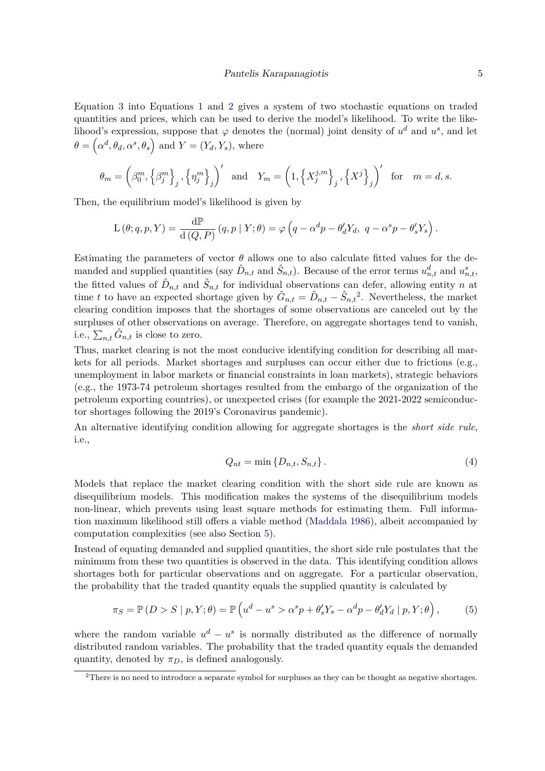Equation 3 into Equations 1 and 2 gives a system of two stochastic equations on traded quantities and prices, which can be used to derive the model's likelihood. To write the likelihood's expression, suppose that $\varphi$ denotes the (normal) joint density of $u^d$ and $u^s$, and let $\theta = \left(\alpha^d, \theta_d, \alpha^s, \theta_s\right)$ and $Y = (Y_d, Y_s)$, where

$$\theta_m = \left(\beta_0^m, \left\{\beta_j^m\right\}_j, \left\{\eta_j^m\right\}_j\right)' \quad \text{and} \quad Y_m = \left(1, \left\{X_j^{j,m}\right\}_j, \left\{X^j\right\}_j\right)' \quad \text{for} \quad m = d, s.$$

Then, the equilibrium model's likelihood is given by

$$\mathrm{L}\left(\theta; q, p, Y\right) = \frac{\mathrm{d}\mathbb{P}}{\mathrm{d}\left(Q, P\right)}\left(q, p \mid Y; \theta\right) = \varphi\left(q - \alpha^d p - \theta_d' Y_d,\ q - \alpha^s p - \theta_s' Y_s\right).$$

Estimating the parameters of vector $\theta$ allows one to also calculate fitted values for the demanded and supplied quantities (say $\hat{D}_{n,t}$ and $\hat{S}_{n,t}$). Because of the error terms $u_{n,t}^d$ and $u_{n,t}^s$, the fitted values of $\hat{D}_{n,t}$ and $\hat{S}_{n,t}$ for individual observations can defer, allowing entity $n$ at time $t$ to have an expected shortage given by $\hat{G}_{n,t} = \hat{D}_{n,t} - \hat{S}_{n,t}$[2]. Nevertheless, the market clearing condition imposes that the shortages of some observations are canceled out by the surpluses of other observations on average. Therefore, on aggregate shortages tend to vanish, i.e., $\sum_{n,t} \hat{G}_{n,t}$ is close to zero.

Thus, market clearing is not the most conducive identifying condition for describing all markets for all periods. Market shortages and surpluses can occur either due to frictions (e.g., unemployment in labor markets or financial constraints in loan markets), strategic behaviors (e.g., the 1973-74 petroleum shortages resulted from the embargo of the organization of the petroleum exporting countries), or unexpected crises (for example the 2021-2022 semiconductor shortages following the 2019's Coronavirus pandemic).

An alternative identifying condition allowing for aggregate shortages is the *short side rule*, i.e.,

$$Q_{nt} = \min\left\{D_{n,t}, S_{n,t}\right\}. \tag{4}$$

Models that replace the market clearing condition with the short side rule are known as disequilibrium models. This modification makes the systems of the disequilibrium models non-linear, which prevents using least square methods for estimating them. Full information maximum likelihood still offers a viable method (Maddala 1986), albeit accompanied by computation complexities (see also Section 5).

Instead of equating demanded and supplied quantities, the short side rule postulates that the minimum from these two quantities is observed in the data. This identifying condition allows shortages both for particular observations and on aggregate. For a particular observation, the probability that the traded quantity equals the supplied quantity is calculated by

$$\pi_S = \mathbb{P}\left(D > S \mid p, Y; \theta\right) = \mathbb{P}\left(u^d - u^s > \alpha^s p + \theta_s' Y_s - \alpha^d p - \theta_d' Y_d \mid p, Y; \theta\right), \tag{5}$$

where the random variable $u^d - u^s$ is normally distributed as the difference of normally distributed random variables. The probability that the traded quantity equals the demanded quantity, denoted by $\pi_D$, is defined analogously.

[2] There is no need to introduce a separate symbol for surpluses as they can be thought as negative shortages.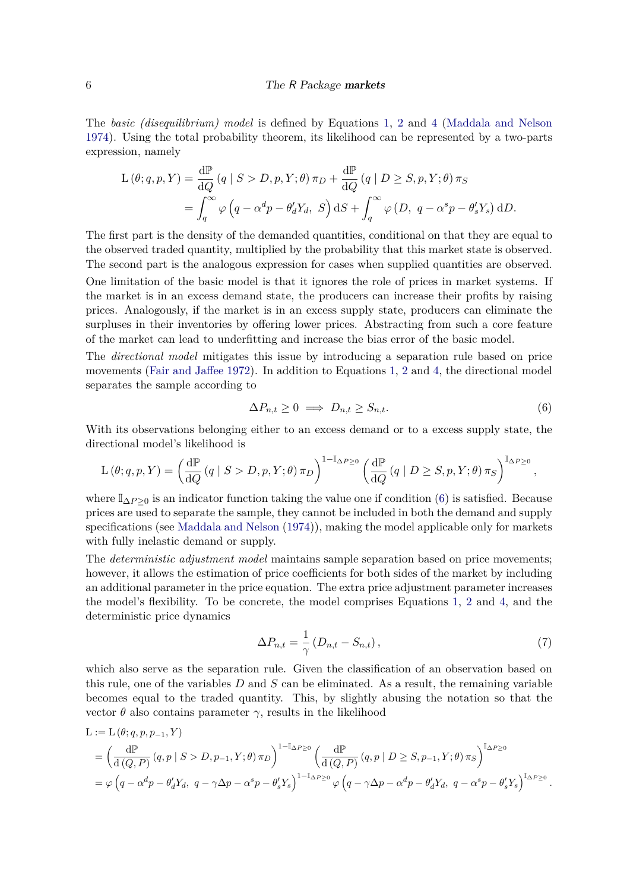The *basic (disequilibrium) model* is defined by Equations 1, 2 and 4 (Maddala and Nelson 1974). Using the total probability theorem, its likelihood can be represented by a two-parts expression, namely

$$
\begin{aligned}
\mathrm{L}\left(\theta; q, p, Y\right) &= \frac{\mathrm{d}\mathbb{P}}{\mathrm{d}Q}\left(q \mid S > D, p, Y; \theta\right)\pi_D + \frac{\mathrm{d}\mathbb{P}}{\mathrm{d}Q}\left(q \mid D \geq S, p, Y; \theta\right)\pi_S \\
&= \int_q^\infty \varphi\left(q - \alpha^d p - \theta_d' Y_d,\ S\right)\mathrm{d}S + \int_q^\infty \varphi\left(D,\ q - \alpha^s p - \theta_s' Y_s\right)\mathrm{d}D.
\end{aligned}
$$

The first part is the density of the demanded quantities, conditional on that they are equal to the observed traded quantity, multiplied by the probability that this market state is observed. The second part is the analogous expression for cases when supplied quantities are observed.

One limitation of the basic model is that it ignores the role of prices in market systems. If the market is in an excess demand state, the producers can increase their profits by raising prices. Analogously, if the market is in an excess supply state, producers can eliminate the surpluses in their inventories by offering lower prices. Abstracting from such a core feature of the market can lead to underfitting and increase the bias error of the basic model.

The *directional model* mitigates this issue by introducing a separation rule based on price movements (Fair and Jaffee 1972). In addition to Equations 1, 2 and 4, the directional model separates the sample according to

$$
\Delta P_{n,t} \geq 0 \implies D_{n,t} \geq S_{n,t}. \tag{6}
$$

With its observations belonging either to an excess demand or to a excess supply state, the directional model's likelihood is

$$
\mathrm{L}\left(\theta; q, p, Y\right) = \left(\frac{\mathrm{d}\mathbb{P}}{\mathrm{d}Q}\left(q \mid S > D, p, Y; \theta\right)\pi_D\right)^{1-\mathbb{I}_{\Delta P \geq 0}} \left(\frac{\mathrm{d}\mathbb{P}}{\mathrm{d}Q}\left(q \mid D \geq S, p, Y; \theta\right)\pi_S\right)^{\mathbb{I}_{\Delta P \geq 0}},
$$

where $\mathbb{I}_{\Delta P \geq 0}$ is an indicator function taking the value one if condition (6) is satisfied. Because prices are used to separate the sample, they cannot be included in both the demand and supply specifications (see Maddala and Nelson (1974)), making the model applicable only for markets with fully inelastic demand or supply.

The *deterministic adjustment model* maintains sample separation based on price movements; however, it allows the estimation of price coefficients for both sides of the market by including an additional parameter in the price equation. The extra price adjustment parameter increases the model's flexibility. To be concrete, the model comprises Equations 1, 2 and 4, and the deterministic price dynamics

$$
\Delta P_{n,t} = \frac{1}{\gamma}\left(D_{n,t} - S_{n,t}\right), \tag{7}
$$

which also serve as the separation rule. Given the classification of an observation based on this rule, one of the variables $D$ and $S$ can be eliminated. As a result, the remaining variable becomes equal to the traded quantity. This, by slightly abusing the notation so that the vector $\theta$ also contains parameter $\gamma$, results in the likelihood

$$
\begin{aligned}
&\mathrm{L} := \mathrm{L}\left(\theta; q, p, p_{-1}, Y\right) \\
&= \left(\frac{\mathrm{d}\mathbb{P}}{\mathrm{d}\left(Q, P\right)}\left(q, p \mid S > D, p_{-1}, Y; \theta\right)\pi_D\right)^{1-\mathbb{I}_{\Delta P \geq 0}} \left(\frac{\mathrm{d}\mathbb{P}}{\mathrm{d}\left(Q, P\right)}\left(q, p \mid D \geq S, p_{-1}, Y; \theta\right)\pi_S\right)^{\mathbb{I}_{\Delta P \geq 0}} \\
&= \varphi\left(q - \alpha^d p - \theta_d' Y_d,\ q - \gamma\Delta p - \alpha^s p - \theta_s' Y_s\right)^{1-\mathbb{I}_{\Delta P \geq 0}} \varphi\left(q - \gamma\Delta p - \alpha^d p - \theta_d' Y_d,\ q - \alpha^s p - \theta_s' Y_s\right)^{\mathbb{I}_{\Delta P \geq 0}}.
\end{aligned}
$$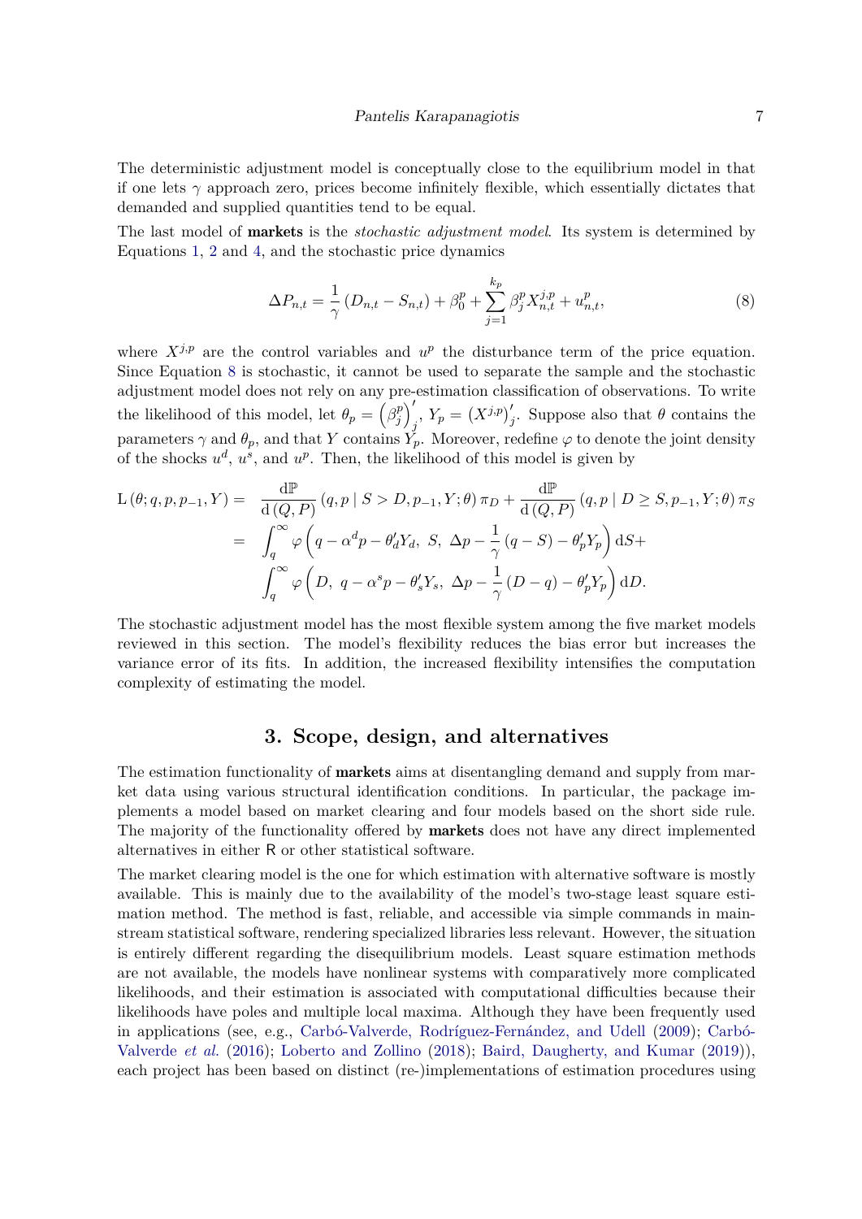The deterministic adjustment model is conceptually close to the equilibrium model in that if one lets $\gamma$ approach zero, prices become infinitely flexible, which essentially dictates that demanded and supplied quantities tend to be equal.

The last model of **markets** is the *stochastic adjustment model*. Its system is determined by Equations 1, 2 and 4, and the stochastic price dynamics

$$\Delta P_{n,t} = \frac{1}{\gamma}\left(D_{n,t} - S_{n,t}\right) + \beta_0^p + \sum_{j=1}^{k_p} \beta_j^p X_{n,t}^{j,p} + u_{n,t}^p, \tag{8}$$

where $X^{j,p}$ are the control variables and $u^p$ the disturbance term of the price equation. Since Equation 8 is stochastic, it cannot be used to separate the sample and the stochastic adjustment model does not rely on any pre-estimation classification of observations. To write the likelihood of this model, let $\theta_p = \left(\beta_j^p\right)_j'$, $Y_p = \left(X^{j,p}\right)_j'$. Suppose also that $\theta$ contains the parameters $\gamma$ and $\theta_p$, and that $Y$ contains $Y_p$. Moreover, redefine $\varphi$ to denote the joint density of the shocks $u^d$, $u^s$, and $u^p$. Then, the likelihood of this model is given by

$$\begin{aligned}
\mathrm{L}\left(\theta; q, p, p_{-1}, Y\right) = & \quad \frac{\mathrm{d}\mathbb{P}}{\mathrm{d}\left(Q,P\right)}\left(q, p \mid S > D, p_{-1}, Y; \theta\right)\pi_D + \frac{\mathrm{d}\mathbb{P}}{\mathrm{d}\left(Q,P\right)}\left(q, p \mid D \geq S, p_{-1}, Y; \theta\right)\pi_S \\
= & \quad \int_q^\infty \varphi\left(q - \alpha^d p - \theta_d' Y_d,\ S,\ \Delta p - \frac{1}{\gamma}\left(q - S\right) - \theta_p' Y_p\right)\mathrm{d}S + \\
& \quad \int_q^\infty \varphi\left(D,\ q - \alpha^s p - \theta_s' Y_s,\ \Delta p - \frac{1}{\gamma}\left(D - q\right) - \theta_p' Y_p\right)\mathrm{d}D.
\end{aligned}$$

The stochastic adjustment model has the most flexible system among the five market models reviewed in this section. The model's flexibility reduces the bias error but increases the variance error of its fits. In addition, the increased flexibility intensifies the computation complexity of estimating the model.

## 3. Scope, design, and alternatives

The estimation functionality of **markets** aims at disentangling demand and supply from market data using various structural identification conditions. In particular, the package implements a model based on market clearing and four models based on the short side rule. The majority of the functionality offered by **markets** does not have any direct implemented alternatives in either R or other statistical software.

The market clearing model is the one for which estimation with alternative software is mostly available. This is mainly due to the availability of the model's two-stage least square estimation method. The method is fast, reliable, and accessible via simple commands in mainstream statistical software, rendering specialized libraries less relevant. However, the situation is entirely different regarding the disequilibrium models. Least square estimation methods are not available, the models have nonlinear systems with comparatively more complicated likelihoods, and their estimation is associated with computational difficulties because their likelihoods have poles and multiple local maxima. Although they have been frequently used in applications (see, e.g., Carbó-Valverde, Rodríguez-Fernández, and Udell (2009); Carbó-Valverde *et al.* (2016); Loberto and Zollino (2018); Baird, Daugherty, and Kumar (2019)), each project has been based on distinct (re-)implementations of estimation procedures using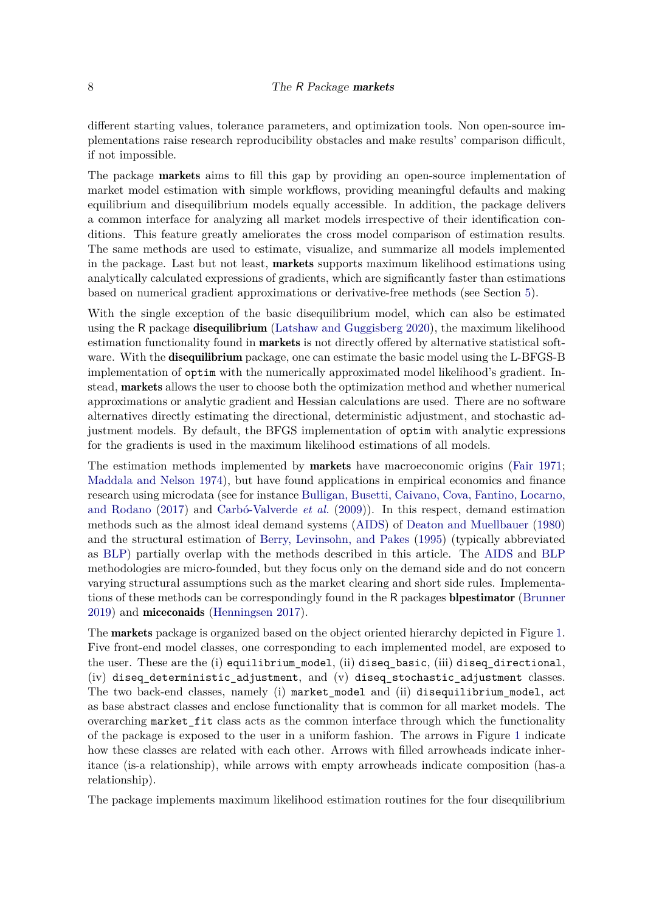different starting values, tolerance parameters, and optimization tools. Non open-source implementations raise research reproducibility obstacles and make results' comparison difficult, if not impossible.

The package **markets** aims to fill this gap by providing an open-source implementation of market model estimation with simple workflows, providing meaningful defaults and making equilibrium and disequilibrium models equally accessible. In addition, the package delivers a common interface for analyzing all market models irrespective of their identification conditions. This feature greatly ameliorates the cross model comparison of estimation results. The same methods are used to estimate, visualize, and summarize all models implemented in the package. Last but not least, **markets** supports maximum likelihood estimations using analytically calculated expressions of gradients, which are significantly faster than estimations based on numerical gradient approximations or derivative-free methods (see Section 5).

With the single exception of the basic disequilibrium model, which can also be estimated using the R package **disequilibrium** (Latshaw and Guggisberg 2020), the maximum likelihood estimation functionality found in **markets** is not directly offered by alternative statistical software. With the **disequilibrium** package, one can estimate the basic model using the L-BFGS-B implementation of `optim` with the numerically approximated model likelihood's gradient. Instead, **markets** allows the user to choose both the optimization method and whether numerical approximations or analytic gradient and Hessian calculations are used. There are no software alternatives directly estimating the directional, deterministic adjustment, and stochastic adjustment models. By default, the BFGS implementation of `optim` with analytic expressions for the gradients is used in the maximum likelihood estimations of all models.

The estimation methods implemented by **markets** have macroeconomic origins (Fair 1971; Maddala and Nelson 1974), but have found applications in empirical economics and finance research using microdata (see for instance Bulligan, Busetti, Caivano, Cova, Fantino, Locarno, and Rodano (2017) and Carbó-Valverde *et al.* (2009)). In this respect, demand estimation methods such as the almost ideal demand systems (AIDS) of Deaton and Muellbauer (1980) and the structural estimation of Berry, Levinsohn, and Pakes (1995) (typically abbreviated as BLP) partially overlap with the methods described in this article. The AIDS and BLP methodologies are micro-founded, but they focus only on the demand side and do not concern varying structural assumptions such as the market clearing and short side rules. Implementations of these methods can be correspondingly found in the R packages **blpestimator** (Brunner 2019) and **miceconaids** (Henningsen 2017).

The **markets** package is organized based on the object oriented hierarchy depicted in Figure 1. Five front-end model classes, one corresponding to each implemented model, are exposed to the user. These are the (i) `equilibrium_model`, (ii) `diseq_basic`, (iii) `diseq_directional`, (iv) `diseq_deterministic_adjustment`, and (v) `diseq_stochastic_adjustment` classes. The two back-end classes, namely (i) `market_model` and (ii) `disequilibrium_model`, act as base abstract classes and enclose functionality that is common for all market models. The overarching `market_fit` class acts as the common interface through which the functionality of the package is exposed to the user in a uniform fashion. The arrows in Figure 1 indicate how these classes are related with each other. Arrows with filled arrowheads indicate inheritance (is-a relationship), while arrows with empty arrowheads indicate composition (has-a relationship).

The package implements maximum likelihood estimation routines for the four disequilibrium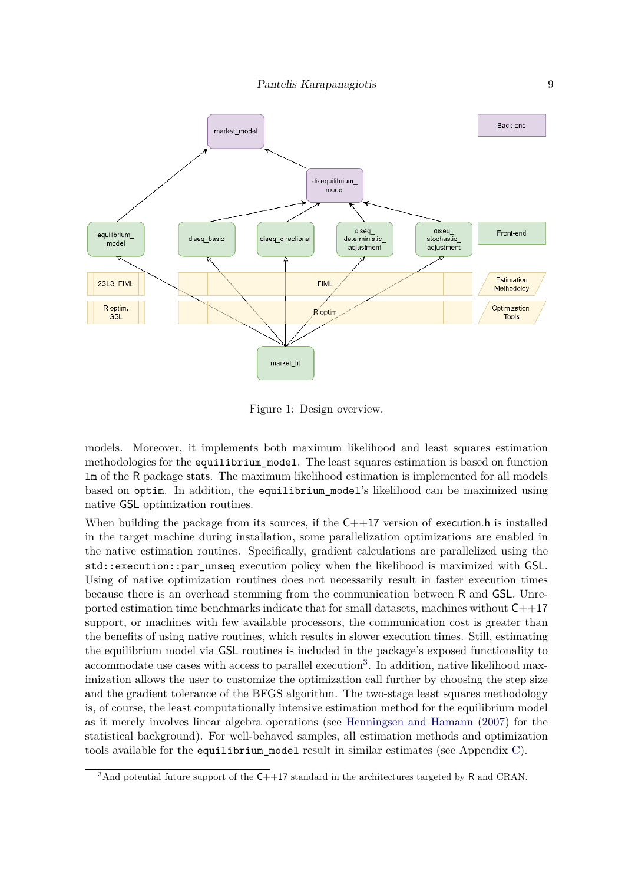Figure 1: Design overview.

models. Moreover, it implements both maximum likelihood and least squares estimation methodologies for the `equilibrium_model`. The least squares estimation is based on function `lm` of the R package **stats**. The maximum likelihood estimation is implemented for all models based on `optim`. In addition, the `equilibrium_model`'s likelihood can be maximized using native GSL optimization routines.

When building the package from its sources, if the C++17 version of execution.h is installed in the target machine during installation, some parallelization optimizations are enabled in the native estimation routines. Specifically, gradient calculations are parallelized using the `std::execution::par_unseq` execution policy when the likelihood is maximized with GSL. Using of native optimization routines does not necessarily result in faster execution times because there is an overhead stemming from the communication between R and GSL. Unreported estimation time benchmarks indicate that for small datasets, machines without C++17 support, or machines with few available processors, the communication cost is greater than the benefits of using native routines, which results in slower execution times. Still, estimating the equilibrium model via GSL routines is included in the package's exposed functionality to accommodate use cases with access to parallel execution[3]. In addition, native likelihood maximization allows the user to customize the optimization call further by choosing the step size and the gradient tolerance of the BFGS algorithm. The two-stage least squares methodology is, of course, the least computationally intensive estimation method for the equilibrium model as it merely involves linear algebra operations (see Henningsen and Hamann (2007) for the statistical background). For well-behaved samples, all estimation methods and optimization tools available for the `equilibrium_model` result in similar estimates (see Appendix C).

[3]And potential future support of the C++17 standard in the architectures targeted by R and CRAN.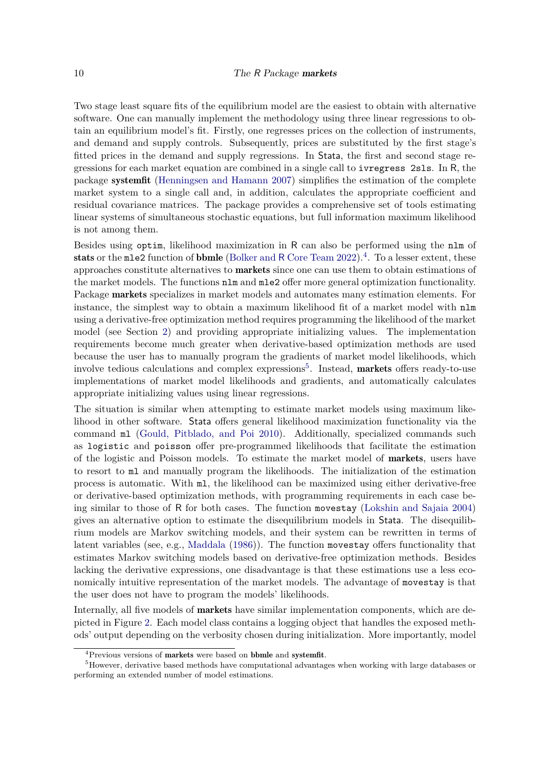Two stage least square fits of the equilibrium model are the easiest to obtain with alternative software. One can manually implement the methodology using three linear regressions to obtain an equilibrium model's fit. Firstly, one regresses prices on the collection of instruments, and demand and supply controls. Subsequently, prices are substituted by the first stage's fitted prices in the demand and supply regressions. In Stata, the first and second stage regressions for each market equation are combined in a single call to `ivregress 2sls`. In R, the package **systemfit** (Henningsen and Hamann 2007) simplifies the estimation of the complete market system to a single call and, in addition, calculates the appropriate coefficient and residual covariance matrices. The package provides a comprehensive set of tools estimating linear systems of simultaneous stochastic equations, but full information maximum likelihood is not among them.

Besides using `optim`, likelihood maximization in R can also be performed using the `nlm` of **stats** or the `mle2` function of **bbmle** (Bolker and R Core Team 2022).[4]. To a lesser extent, these approaches constitute alternatives to **markets** since one can use them to obtain estimations of the market models. The functions `nlm` and `mle2` offer more general optimization functionality. Package **markets** specializes in market models and automates many estimation elements. For instance, the simplest way to obtain a maximum likelihood fit of a market model with `nlm` using a derivative-free optimization method requires programming the likelihood of the market model (see Section 2) and providing appropriate initializing values. The implementation requirements become much greater when derivative-based optimization methods are used because the user has to manually program the gradients of market model likelihoods, which involve tedious calculations and complex expressions[5]. Instead, **markets** offers ready-to-use implementations of market model likelihoods and gradients, and automatically calculates appropriate initializing values using linear regressions.

The situation is similar when attempting to estimate market models using maximum likelihood in other software. Stata offers general likelihood maximization functionality via the command `ml` (Gould, Pitblado, and Poi 2010). Additionally, specialized commands such as `logistic` and `poisson` offer pre-programmed likelihoods that facilitate the estimation of the logistic and Poisson models. To estimate the market model of **markets**, users have to resort to `ml` and manually program the likelihoods. The initialization of the estimation process is automatic. With `ml`, the likelihood can be maximized using either derivative-free or derivative-based optimization methods, with programming requirements in each case being similar to those of R for both cases. The function `movestay` (Lokshin and Sajaia 2004) gives an alternative option to estimate the disequilibrium models in Stata. The disequilibrium models are Markov switching models, and their system can be rewritten in terms of latent variables (see, e.g., Maddala (1986)). The function `movestay` offers functionality that estimates Markov switching models based on derivative-free optimization methods. Besides lacking the derivative expressions, one disadvantage is that these estimations use a less economically intuitive representation of the market models. The advantage of `movestay` is that the user does not have to program the models' likelihoods.

Internally, all five models of **markets** have similar implementation components, which are depicted in Figure 2. Each model class contains a logging object that handles the exposed methods' output depending on the verbosity chosen during initialization. More importantly, model

[4] Previous versions of **markets** were based on **bbmle** and **systemfit**.

[5] However, derivative based methods have computational advantages when working with large databases or performing an extended number of model estimations.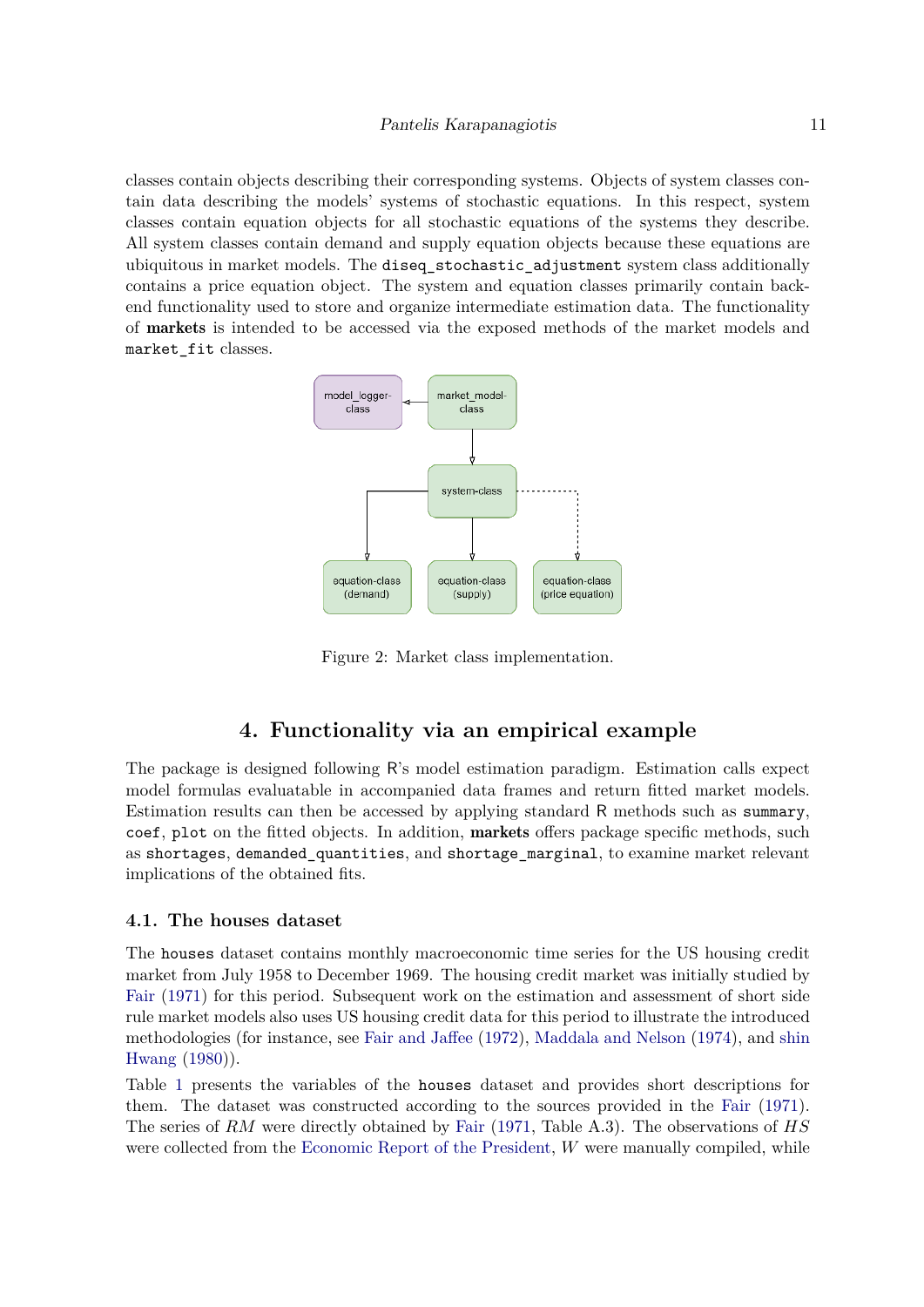classes contain objects describing their corresponding systems. Objects of system classes contain data describing the models' systems of stochastic equations. In this respect, system classes contain equation objects for all stochastic equations of the systems they describe. All system classes contain demand and supply equation objects because these equations are ubiquitous in market models. The `diseq_stochastic_adjustment` system class additionally contains a price equation object. The system and equation classes primarily contain back-end functionality used to store and organize intermediate estimation data. The functionality of **markets** is intended to be accessed via the exposed methods of the market models and `market_fit` classes.

Figure 2: Market class implementation.

## 4. Functionality via an empirical example

The package is designed following R's model estimation paradigm. Estimation calls expect model formulas evaluatable in accompanied data frames and return fitted market models. Estimation results can then be accessed by applying standard R methods such as `summary`, `coef`, `plot` on the fitted objects. In addition, **markets** offers package specific methods, such as `shortages`, `demanded_quantities`, and `shortage_marginal`, to examine market relevant implications of the obtained fits.

### 4.1. The houses dataset

The `houses` dataset contains monthly macroeconomic time series for the US housing credit market from July 1958 to December 1969. The housing credit market was initially studied by Fair (1971) for this period. Subsequent work on the estimation and assessment of short side rule market models also uses US housing credit data for this period to illustrate the introduced methodologies (for instance, see Fair and Jaffee (1972), Maddala and Nelson (1974), and shin Hwang (1980)).

Table 1 presents the variables of the `houses` dataset and provides short descriptions for them. The dataset was constructed according to the sources provided in the Fair (1971). The series of *RM* were directly obtained by Fair (1971, Table A.3). The observations of *HS* were collected from the Economic Report of the President, *W* were manually compiled, while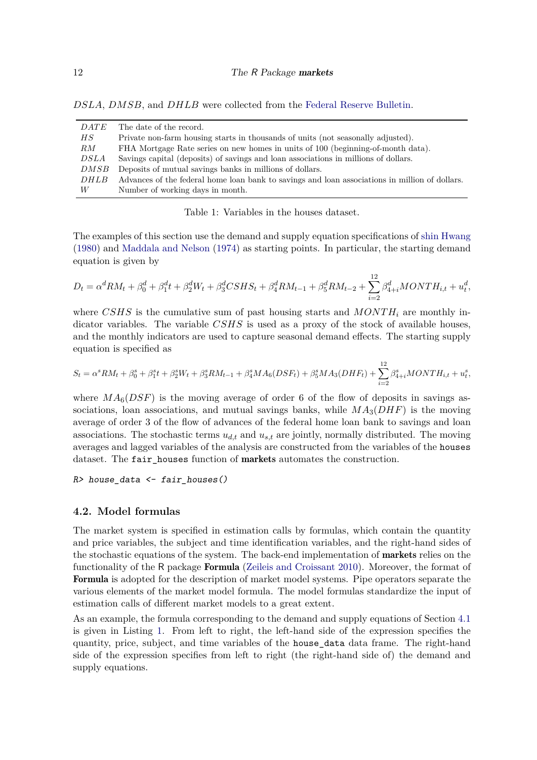$DSLA$, $DMSB$, and $DHLB$ were collected from the Federal Reserve Bulletin.

| | |
|---|---|
| $DATE$ | The date of the record. |
| $HS$ | Private non-farm housing starts in thousands of units (not seasonally adjusted). |
| $RM$ | FHA Mortgage Rate series on new homes in units of 100 (beginning-of-month data). |
| $DSLA$ | Savings capital (deposits) of savings and loan associations in millions of dollars. |
| $DMSB$ | Deposits of mutual savings banks in millions of dollars. |
| $DHLB$ | Advances of the federal home loan bank to savings and loan associations in million of dollars. |
| $W$ | Number of working days in month. |

Table 1: Variables in the houses dataset.

The examples of this section use the demand and supply equation specifications of shin Hwang (1980) and Maddala and Nelson (1974) as starting points. In particular, the starting demand equation is given by

$$D_t = \alpha^d RM_t + \beta_0^d + \beta_1^d t + \beta_2^d W_t + \beta_3^d CSHS_t + \beta_4^d RM_{t-1} + \beta_5^d RM_{t-2} + \sum_{i=2}^{12} \beta_{4+i}^d MONTH_{i,t} + u_t^d,$$

where $CSHS$ is the cumulative sum of past housing starts and $MONTH_i$ are monthly indicator variables. The variable $CSHS$ is used as a proxy of the stock of available houses, and the monthly indicators are used to capture seasonal demand effects. The starting supply equation is specified as

$$S_t = \alpha^s RM_t + \beta_0^s + \beta_1^s t + \beta_2^s W_t + \beta_3^s RM_{t-1} + \beta_4^s MA_6(DSF_t) + \beta_5^s MA_3(DHF_t) + \sum_{i=2}^{12} \beta_{4+i}^s MONTH_{i,t} + u_t^s,$$

where $MA_6(DSF)$ is the moving average of order 6 of the flow of deposits in savings associations, loan associations, and mutual savings banks, while $MA_3(DHF)$ is the moving average of order 3 of the flow of advances of the federal home loan bank to savings and loan associations. The stochastic terms $u_{d,t}$ and $u_{s,t}$ are jointly, normally distributed. The moving averages and lagged variables of the analysis are constructed from the variables of the `houses` dataset. The `fair_houses` function of **markets** automates the construction.

```
R> house_data <- fair_houses()
```

### 4.2. Model formulas

The market system is specified in estimation calls by formulas, which contain the quantity and price variables, the subject and time identification variables, and the right-hand sides of the stochastic equations of the system. The back-end implementation of **markets** relies on the functionality of the R package **Formula** (Zeileis and Croissant 2010). Moreover, the format of **Formula** is adopted for the description of market model systems. Pipe operators separate the various elements of the market model formula. The model formulas standardize the input of estimation calls of different market models to a great extent.

As an example, the formula corresponding to the demand and supply equations of Section 4.1 is given in Listing 1. From left to right, the left-hand side of the expression specifies the quantity, price, subject, and time variables of the `house_data` data frame. The right-hand side of the expression specifies from left to right (the right-hand side of) the demand and supply equations.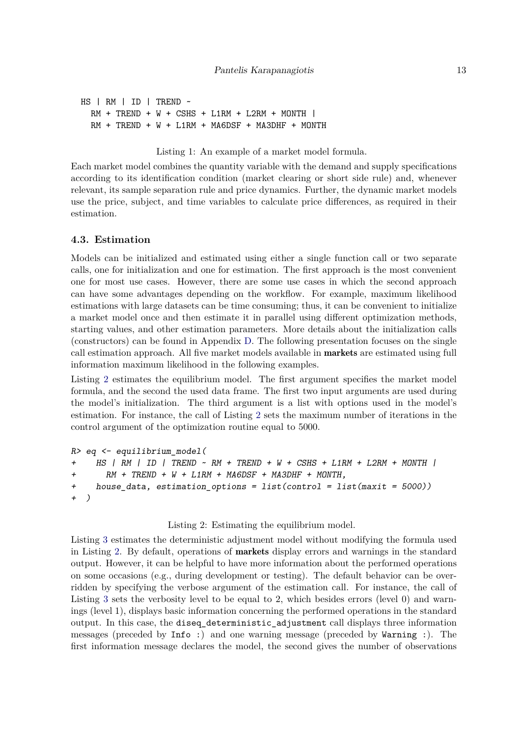```
HS | RM | ID | TREND ~
  RM + TREND + W + CSHS + L1RM + L2RM + MONTH |
  RM + TREND + W + L1RM + MA6DSF + MA3DHF + MONTH
```

Listing 1: An example of a market model formula.

Each market model combines the quantity variable with the demand and supply specifications according to its identification condition (market clearing or short side rule) and, whenever relevant, its sample separation rule and price dynamics. Further, the dynamic market models use the price, subject, and time variables to calculate price differences, as required in their estimation.

### 4.3. Estimation

Models can be initialized and estimated using either a single function call or two separate calls, one for initialization and one for estimation. The first approach is the most convenient one for most use cases. However, there are some use cases in which the second approach can have some advantages depending on the workflow. For example, maximum likelihood estimations with large datasets can be time consuming; thus, it can be convenient to initialize a market model once and then estimate it in parallel using different optimization methods, starting values, and other estimation parameters. More details about the initialization calls (constructors) can be found in Appendix D. The following presentation focuses on the single call estimation approach. All five market models available in **markets** are estimated using full information maximum likelihood in the following examples.

Listing 2 estimates the equilibrium model. The first argument specifies the market model formula, and the second the used data frame. The first two input arguments are used during the model's initialization. The third argument is a list with options used in the model's estimation. For instance, the call of Listing 2 sets the maximum number of iterations in the control argument of the optimization routine equal to 5000.

```
R> eq <- equilibrium_model(
+    HS | RM | ID | TREND ~ RM + TREND + W + CSHS + L1RM + L2RM + MONTH |
+      RM + TREND + W + L1RM + MA6DSF + MA3DHF + MONTH,
+    house_data, estimation_options = list(control = list(maxit = 5000))
+  )
```

Listing 2: Estimating the equilibrium model.

Listing 3 estimates the deterministic adjustment model without modifying the formula used in Listing 2. By default, operations of **markets** display errors and warnings in the standard output. However, it can be helpful to have more information about the performed operations on some occasions (e.g., during development or testing). The default behavior can be overridden by specifying the verbose argument of the estimation call. For instance, the call of Listing 3 sets the verbosity level to be equal to 2, which besides errors (level 0) and warnings (level 1), displays basic information concerning the performed operations in the standard output. In this case, the `diseq_deterministic_adjustment` call displays three information messages (preceded by `Info :`) and one warning message (preceded by `Warning :`). The first information message declares the model, the second gives the number of observations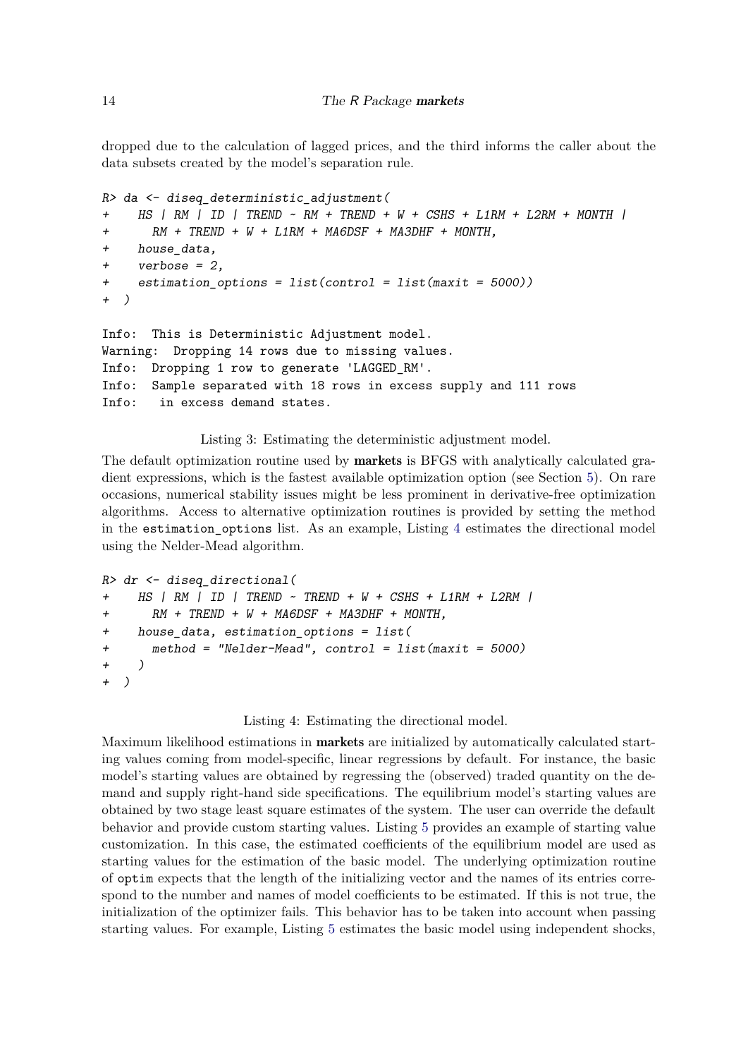dropped due to the calculation of lagged prices, and the third informs the caller about the data subsets created by the model's separation rule.

```
R> da <- diseq_deterministic_adjustment(
+    HS | RM | ID | TREND ~ RM + TREND + W + CSHS + L1RM + L2RM + MONTH |
+      RM + TREND + W + L1RM + MA6DSF + MA3DHF + MONTH,
+    house_data,
+    verbose = 2,
+    estimation_options = list(control = list(maxit = 5000))
+  )

Info:  This is Deterministic Adjustment model.
Warning:  Dropping 14 rows due to missing values.
Info:  Dropping 1 row to generate 'LAGGED_RM'.
Info:  Sample separated with 18 rows in excess supply and 111 rows
Info:   in excess demand states.
```

Listing 3: Estimating the deterministic adjustment model.

The default optimization routine used by **markets** is BFGS with analytically calculated gradient expressions, which is the fastest available optimization option (see Section 5). On rare occasions, numerical stability issues might be less prominent in derivative-free optimization algorithms. Access to alternative optimization routines is provided by setting the method in the `estimation_options` list. As an example, Listing 4 estimates the directional model using the Nelder-Mead algorithm.

```
R> dr <- diseq_directional(
+    HS | RM | ID | TREND ~ TREND + W + CSHS + L1RM + L2RM |
+      RM + TREND + W + MA6DSF + MA3DHF + MONTH,
+    house_data, estimation_options = list(
+      method = "Nelder-Mead", control = list(maxit = 5000)
+    )
+  )
```

Listing 4: Estimating the directional model.

Maximum likelihood estimations in **markets** are initialized by automatically calculated starting values coming from model-specific, linear regressions by default. For instance, the basic model's starting values are obtained by regressing the (observed) traded quantity on the demand and supply right-hand side specifications. The equilibrium model's starting values are obtained by two stage least square estimates of the system. The user can override the default behavior and provide custom starting values. Listing 5 provides an example of starting value customization. In this case, the estimated coefficients of the equilibrium model are used as starting values for the estimation of the basic model. The underlying optimization routine of `optim` expects that the length of the initializing vector and the names of its entries correspond to the number and names of model coefficients to be estimated. If this is not true, the initialization of the optimizer fails. This behavior has to be taken into account when passing starting values. For example, Listing 5 estimates the basic model using independent shocks,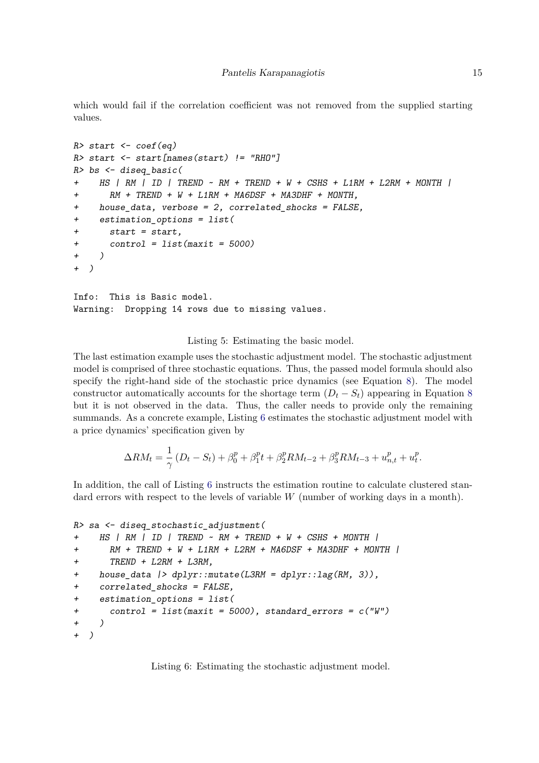which would fail if the correlation coefficient was not removed from the supplied starting values.

```
R> start <- coef(eq)
R> start <- start[names(start) != "RHO"]
R> bs <- diseq_basic(
+    HS | RM | ID | TREND ~ RM + TREND + W + CSHS + L1RM + L2RM + MONTH |
+      RM + TREND + W + L1RM + MA6DSF + MA3DHF + MONTH,
+    house_data, verbose = 2, correlated_shocks = FALSE,
+    estimation_options = list(
+      start = start,
+      control = list(maxit = 5000)
+    )
+  )

Info:  This is Basic model.
Warning:  Dropping 14 rows due to missing values.
```

Listing 5: Estimating the basic model.

The last estimation example uses the stochastic adjustment model. The stochastic adjustment model is comprised of three stochastic equations. Thus, the passed model formula should also specify the right-hand side of the stochastic price dynamics (see Equation 8). The model constructor automatically accounts for the shortage term $(D_t - S_t)$ appearing in Equation 8 but it is not observed in the data. Thus, the caller needs to provide only the remaining summands. As a concrete example, Listing 6 estimates the stochastic adjustment model with a price dynamics' specification given by

$$\Delta RM_t = \frac{1}{\gamma}(D_t - S_t) + \beta_0^p + \beta_1^p t + \beta_2^p RM_{t-2} + \beta_3^p RM_{t-3} + u_{n,t}^p + u_t^p.$$

In addition, the call of Listing 6 instructs the estimation routine to calculate clustered standard errors with respect to the levels of variable $W$ (number of working days in a month).

```
R> sa <- diseq_stochastic_adjustment(
+    HS | RM | ID | TREND ~ RM + TREND + W + CSHS + MONTH |
+      RM + TREND + W + L1RM + L2RM + MA6DSF + MA3DHF + MONTH |
+      TREND + L2RM + L3RM,
+    house_data |> dplyr::mutate(L3RM = dplyr::lag(RM, 3)),
+    correlated_shocks = FALSE,
+    estimation_options = list(
+      control = list(maxit = 5000), standard_errors = c("W")
+    )
+  )
```

Listing 6: Estimating the stochastic adjustment model.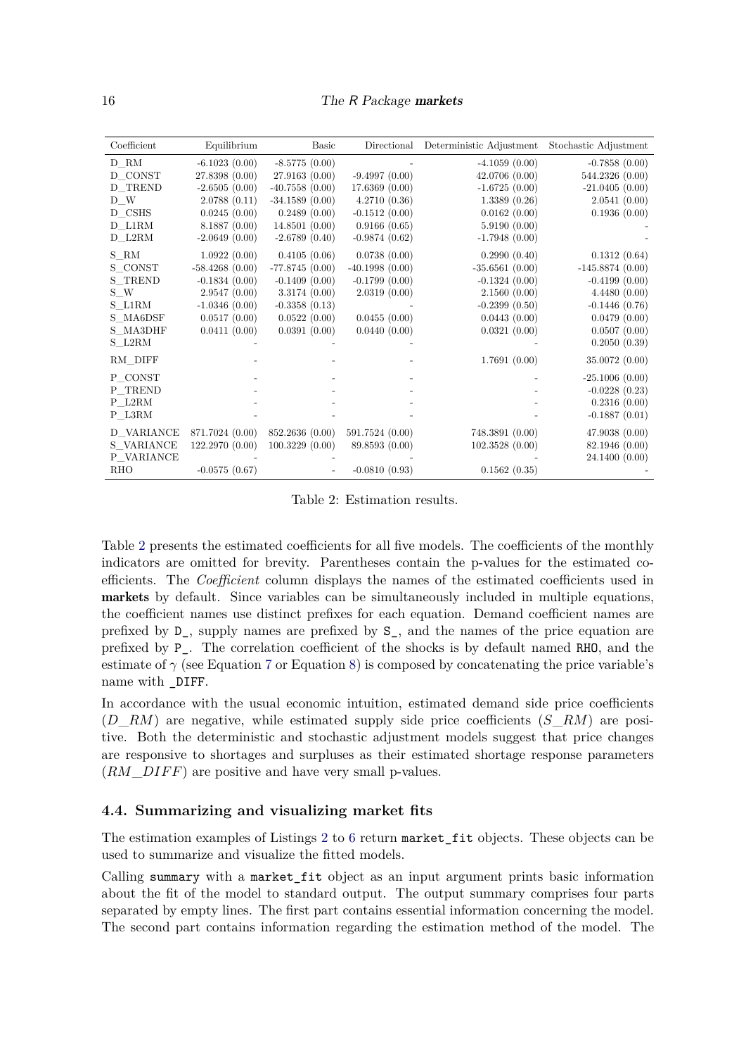| Coefficient | Equilibrium | Basic | Directional | Deterministic Adjustment | Stochastic Adjustment |
|---|---|---|---|---|---|
| D_RM | -6.1023 (0.00) | -8.5775 (0.00) | - | -4.1059 (0.00) | -0.7858 (0.00) |
| D_CONST | 27.8398 (0.00) | 27.9163 (0.00) | -9.4997 (0.00) | 42.0706 (0.00) | 544.2326 (0.00) |
| D_TREND | -2.6505 (0.00) | -40.7558 (0.00) | 17.6369 (0.00) | -1.6725 (0.00) | -21.0405 (0.00) |
| D_W | 2.0788 (0.11) | -34.1589 (0.00) | 4.2710 (0.36) | 1.3389 (0.26) | 2.0541 (0.00) |
| D_CSHS | 0.0245 (0.00) | 0.2489 (0.00) | -0.1512 (0.00) | 0.0162 (0.00) | 0.1936 (0.00) |
| D_L1RM | 8.1887 (0.00) | 14.8501 (0.00) | 0.9166 (0.65) | 5.9190 (0.00) | - |
| D_L2RM | -2.0649 (0.00) | -2.6789 (0.40) | -0.9874 (0.62) | -1.7948 (0.00) | - |
| S_RM | 1.0922 (0.00) | 0.4105 (0.06) | 0.0738 (0.00) | 0.2990 (0.40) | 0.1312 (0.64) |
| S_CONST | -58.4268 (0.00) | -77.8745 (0.00) | -40.1998 (0.00) | -35.6561 (0.00) | -145.8874 (0.00) |
| S_TREND | -0.1834 (0.00) | -0.1409 (0.00) | -0.1799 (0.00) | -0.1324 (0.00) | -0.4199 (0.00) |
| S_W | 2.9547 (0.00) | 3.3174 (0.00) | 2.0319 (0.00) | 2.1560 (0.00) | 4.4480 (0.00) |
| S_L1RM | -1.0346 (0.00) | -0.3358 (0.13) | - | -0.2399 (0.50) | -0.1446 (0.76) |
| S_MA6DSF | 0.0517 (0.00) | 0.0522 (0.00) | 0.0455 (0.00) | 0.0443 (0.00) | 0.0479 (0.00) |
| S_MA3DHF | 0.0411 (0.00) | 0.0391 (0.00) | 0.0440 (0.00) | 0.0321 (0.00) | 0.0507 (0.00) |
| S_L2RM | - | - | - | - | 0.2050 (0.39) |
| RM_DIFF | - | - | - | 1.7691 (0.00) | 35.0072 (0.00) |
| P_CONST | - | - | - | - | -25.1006 (0.00) |
| P_TREND | - | - | - | - | -0.0228 (0.23) |
| P_L2RM | - | - | - | - | 0.2316 (0.00) |
| P_L3RM | - | - | - | - | -0.1887 (0.01) |
| D_VARIANCE | 871.7024 (0.00) | 852.2636 (0.00) | 591.7524 (0.00) | 748.3891 (0.00) | 47.9038 (0.00) |
| S_VARIANCE | 122.2970 (0.00) | 100.3229 (0.00) | 89.8593 (0.00) | 102.3528 (0.00) | 82.1946 (0.00) |
| P_VARIANCE | - | - | - | - | 24.1400 (0.00) |
| RHO | -0.0575 (0.67) | - | -0.0810 (0.93) | 0.1562 (0.35) | - |

Table 2: Estimation results.

Table 2 presents the estimated coefficients for all five models. The coefficients of the monthly indicators are omitted for brevity. Parentheses contain the p-values for the estimated coefficients. The *Coefficient* column displays the names of the estimated coefficients used in **markets** by default. Since variables can be simultaneously included in multiple equations, the coefficient names use distinct prefixes for each equation. Demand coefficient names are prefixed by `D_`, supply names are prefixed by `S_`, and the names of the price equation are prefixed by `P_`. The correlation coefficient of the shocks is by default named `RHO`, and the estimate of $\gamma$ (see Equation 7 or Equation 8) is composed by concatenating the price variable's name with `_DIFF`.

In accordance with the usual economic intuition, estimated demand side price coefficients ($D\_RM$) are negative, while estimated supply side price coefficients ($S\_RM$) are positive. Both the deterministic and stochastic adjustment models suggest that price changes are responsive to shortages and surpluses as their estimated shortage response parameters ($RM\_DIFF$) are positive and have very small p-values.

### 4.4. Summarizing and visualizing market fits

The estimation examples of Listings 2 to 6 return `market_fit` objects. These objects can be used to summarize and visualize the fitted models.

Calling `summary` with a `market_fit` object as an input argument prints basic information about the fit of the model to standard output. The output summary comprises four parts separated by empty lines. The first part contains essential information concerning the model. The second part contains information regarding the estimation method of the model. The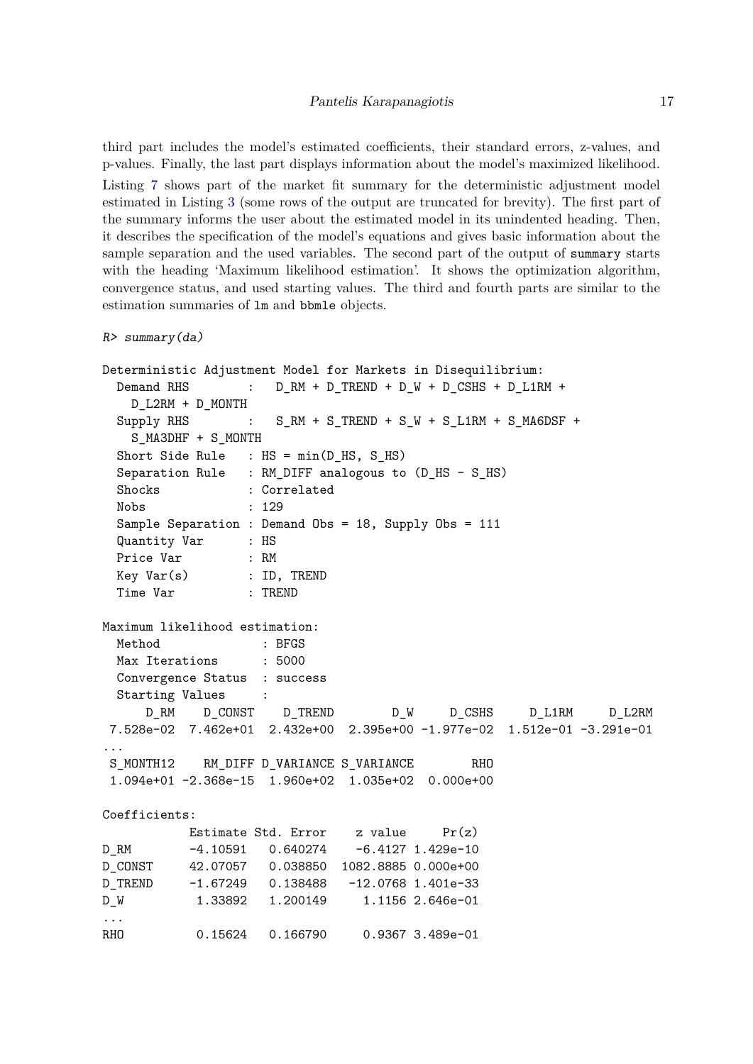third part includes the model's estimated coefficients, their standard errors, z-values, and p-values. Finally, the last part displays information about the model's maximized likelihood.

Listing 7 shows part of the market fit summary for the deterministic adjustment model estimated in Listing 3 (some rows of the output are truncated for brevity). The first part of the summary informs the user about the estimated model in its unindented heading. Then, it describes the specification of the model's equations and gives basic information about the sample separation and the used variables. The second part of the output of `summary` starts with the heading 'Maximum likelihood estimation'. It shows the optimization algorithm, convergence status, and used starting values. The third and fourth parts are similar to the estimation summaries of `lm` and `bbmle` objects.

```
R> summary(da)

Deterministic Adjustment Model for Markets in Disequilibrium:
  Demand RHS        :   D_RM + D_TREND + D_W + D_CSHS + D_L1RM +
    D_L2RM + D_MONTH
  Supply RHS        :   S_RM + S_TREND + S_W + S_L1RM + S_MA6DSF +
    S_MA3DHF + S_MONTH
  Short Side Rule   : HS = min(D_HS, S_HS)
  Separation Rule   : RM_DIFF analogous to (D_HS - S_HS)
  Shocks            : Correlated
  Nobs              : 129
  Sample Separation : Demand Obs = 18, Supply Obs = 111
  Quantity Var      : HS
  Price Var         : RM
  Key Var(s)        : ID, TREND
  Time Var          : TREND

Maximum likelihood estimation:
  Method              : BFGS
  Max Iterations      : 5000
  Convergence Status  : success
  Starting Values     :
      D_RM    D_CONST    D_TREND        D_W     D_CSHS     D_L1RM     D_L2RM
 7.528e-02  7.462e+01  2.432e+00  2.395e+00 -1.977e-02  1.512e-01 -3.291e-01
...
 S_MONTH12    RM_DIFF D_VARIANCE S_VARIANCE        RHO
 1.094e+01 -2.368e-15  1.960e+02  1.035e+02  0.000e+00

Coefficients:
            Estimate Std. Error    z value     Pr(z)
D_RM        -4.10591   0.640274    -6.4127 1.429e-10
D_CONST     42.07057   0.038850  1082.8885 0.000e+00
D_TREND     -1.67249   0.138488   -12.0768 1.401e-33
D_W          1.33892   1.200149     1.1156 2.646e-01
...
RHO          0.15624   0.166790     0.9367 3.489e-01
```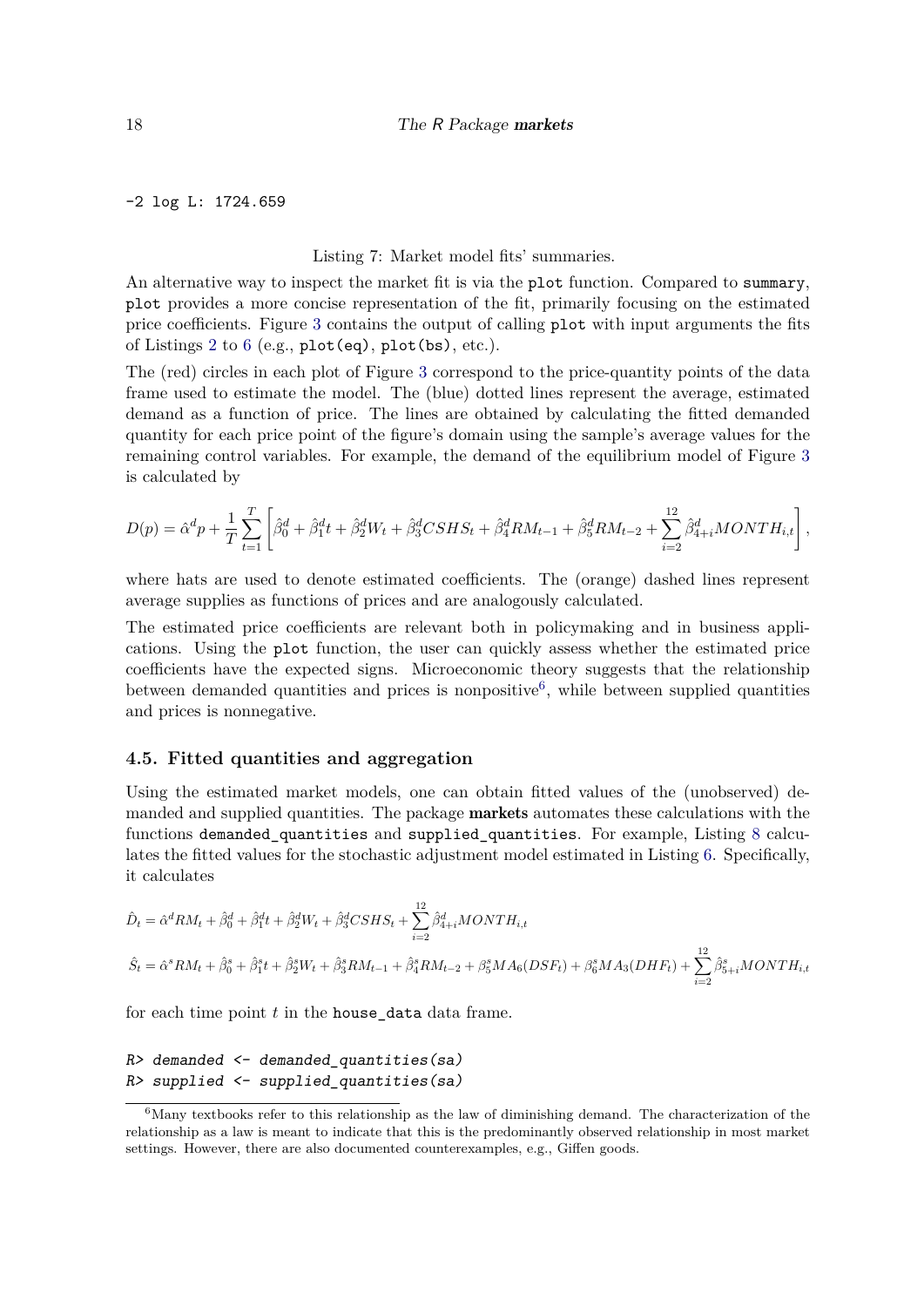```
-2 log L: 1724.659
```

Listing 7: Market model fits' summaries.

An alternative way to inspect the market fit is via the `plot` function. Compared to `summary`, `plot` provides a more concise representation of the fit, primarily focusing on the estimated price coefficients. Figure 3 contains the output of calling `plot` with input arguments the fits of Listings 2 to 6 (e.g., `plot(eq)`, `plot(bs)`, etc.).

The (red) circles in each plot of Figure 3 correspond to the price-quantity points of the data frame used to estimate the model. The (blue) dotted lines represent the average, estimated demand as a function of price. The lines are obtained by calculating the fitted demanded quantity for each price point of the figure's domain using the sample's average values for the remaining control variables. For example, the demand of the equilibrium model of Figure 3 is calculated by

$$D(p) = \hat{\alpha}^d p + \frac{1}{T}\sum_{t=1}^{T}\left[\hat{\beta}_0^d + \hat{\beta}_1^d t + \hat{\beta}_2^d W_t + \hat{\beta}_3^d CSHS_t + \hat{\beta}_4^d RM_{t-1} + \hat{\beta}_5^d RM_{t-2} + \sum_{i=2}^{12}\hat{\beta}_{4+i}^d MONTH_{i,t}\right],$$

where hats are used to denote estimated coefficients. The (orange) dashed lines represent average supplies as functions of prices and are analogously calculated.

The estimated price coefficients are relevant both in policymaking and in business applications. Using the `plot` function, the user can quickly assess whether the estimated price coefficients have the expected signs. Microeconomic theory suggests that the relationship between demanded quantities and prices is nonpositive[6], while between supplied quantities and prices is nonnegative.

### 4.5. Fitted quantities and aggregation

Using the estimated market models, one can obtain fitted values of the (unobserved) demanded and supplied quantities. The package **markets** automates these calculations with the functions `demanded_quantities` and `supplied_quantities`. For example, Listing 8 calculates the fitted values for the stochastic adjustment model estimated in Listing 6. Specifically, it calculates

$$\hat{D}_t = \hat{\alpha}^d RM_t + \hat{\beta}_0^d + \hat{\beta}_1^d t + \hat{\beta}_2^d W_t + \hat{\beta}_3^d CSHS_t + \sum_{i=2}^{12}\hat{\beta}_{4+i}^d MONTH_{i,t}$$

$$\hat{S}_t = \hat{\alpha}^s RM_t + \hat{\beta}_0^s + \hat{\beta}_1^s t + \hat{\beta}_2^s W_t + \hat{\beta}_3^s RM_{t-1} + \hat{\beta}_4^s RM_{t-2} + \beta_5^s MA_6(DSF_t) + \beta_6^s MA_3(DHF_t) + \sum_{i=2}^{12}\hat{\beta}_{5+i}^s MONTH_{i,t}$$

for each time point $t$ in the `house_data` data frame.

```
R> demanded <- demanded_quantities(sa)
R> supplied <- supplied_quantities(sa)
```

[6] Many textbooks refer to this relationship as the law of diminishing demand. The characterization of the relationship as a law is meant to indicate that this is the predominantly observed relationship in most market settings. However, there are also documented counterexamples, e.g., Giffen goods.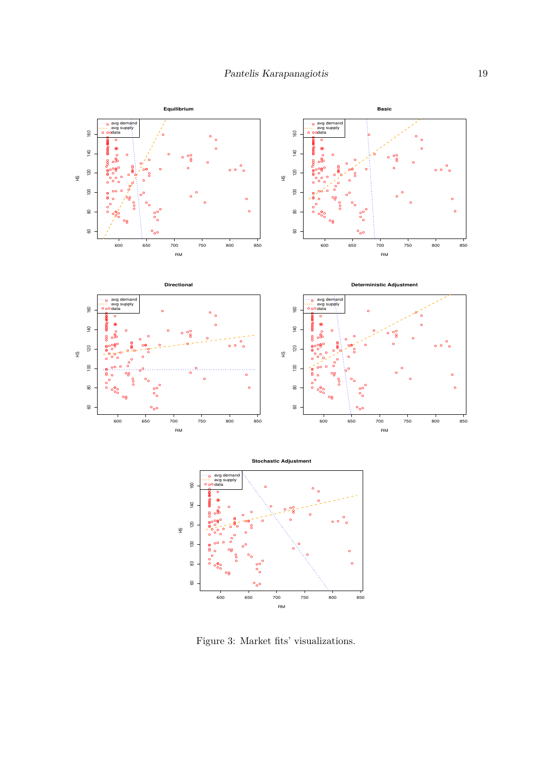Figure 3: Market fits' visualizations.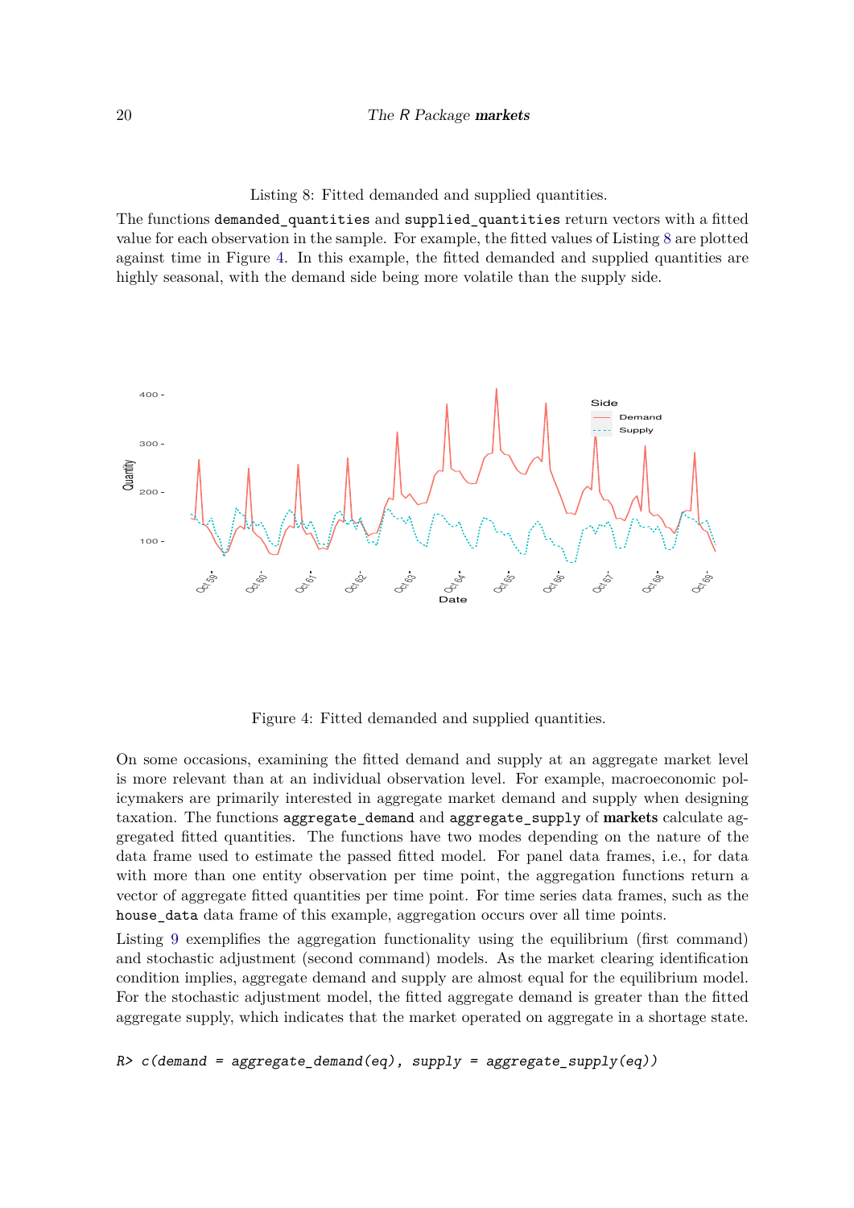Listing 8: Fitted demanded and supplied quantities.

The functions `demanded_quantities` and `supplied_quantities` return vectors with a fitted value for each observation in the sample. For example, the fitted values of Listing 8 are plotted against time in Figure 4. In this example, the fitted demanded and supplied quantities are highly seasonal, with the demand side being more volatile than the supply side.

Figure 4: Fitted demanded and supplied quantities.

On some occasions, examining the fitted demand and supply at an aggregate market level is more relevant than at an individual observation level. For example, macroeconomic policymakers are primarily interested in aggregate market demand and supply when designing taxation. The functions `aggregate_demand` and `aggregate_supply` of **markets** calculate aggregated fitted quantities. The functions have two modes depending on the nature of the data frame used to estimate the passed fitted model. For panel data frames, i.e., for data with more than one entity observation per time point, the aggregation functions return a vector of aggregate fitted quantities per time point. For time series data frames, such as the `house_data` data frame of this example, aggregation occurs over all time points.

Listing 9 exemplifies the aggregation functionality using the equilibrium (first command) and stochastic adjustment (second command) models. As the market clearing identification condition implies, aggregate demand and supply are almost equal for the equilibrium model. For the stochastic adjustment model, the fitted aggregate demand is greater than the fitted aggregate supply, which indicates that the market operated on aggregate in a shortage state.

```
R> c(demand = aggregate_demand(eq), supply = aggregate_supply(eq))
```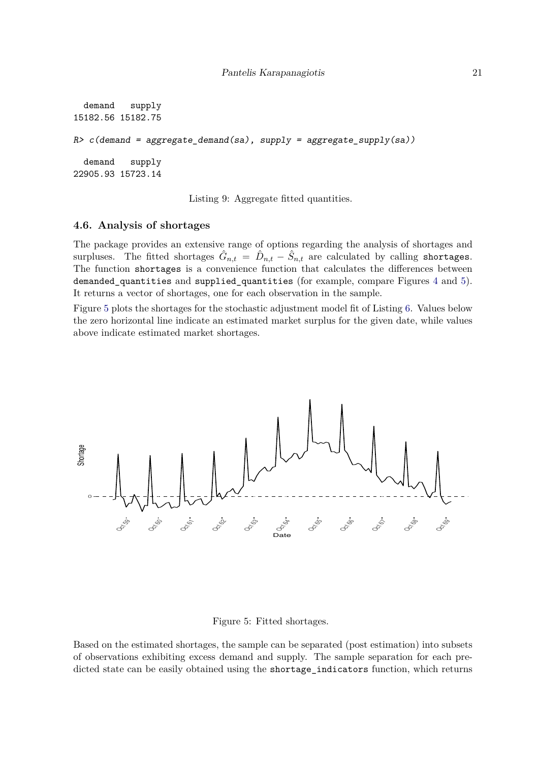```
  demand   supply
15182.56 15182.75

R> c(demand = aggregate_demand(sa), supply = aggregate_supply(sa))

  demand   supply
22905.93 15723.14
```

Listing 9: Aggregate fitted quantities.

### 4.6. Analysis of shortages

The package provides an extensive range of options regarding the analysis of shortages and surpluses. The fitted shortages $\hat{G}_{n,t} = \hat{D}_{n,t} - \hat{S}_{n,t}$ are calculated by calling `shortages`. The function `shortages` is a convenience function that calculates the differences between `demanded_quantities` and `supplied_quantities` (for example, compare Figures 4 and 5). It returns a vector of shortages, one for each observation in the sample.

Figure 5 plots the shortages for the stochastic adjustment model fit of Listing 6. Values below the zero horizontal line indicate an estimated market surplus for the given date, while values above indicate estimated market shortages.

Figure 5: Fitted shortages.

Based on the estimated shortages, the sample can be separated (post estimation) into subsets of observations exhibiting excess demand and supply. The sample separation for each predicted state can be easily obtained using the `shortage_indicators` function, which returns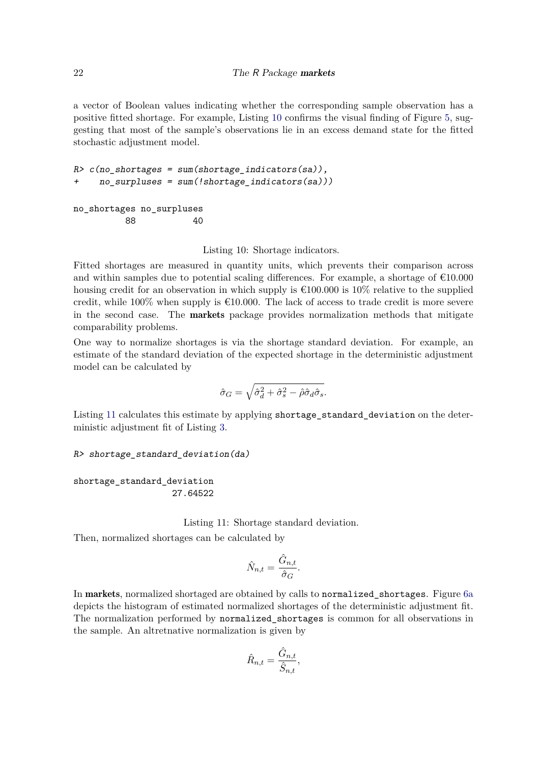a vector of Boolean values indicating whether the corresponding sample observation has a positive fitted shortage. For example, Listing 10 confirms the visual finding of Figure 5, suggesting that most of the sample's observations lie in an excess demand state for the fitted stochastic adjustment model.

```
R> c(no_shortages = sum(shortage_indicators(sa)),
+    no_surpluses = sum(!shortage_indicators(sa)))

no_shortages no_surpluses 
          88           40 
```

Listing 10: Shortage indicators.

Fitted shortages are measured in quantity units, which prevents their comparison across and within samples due to potential scaling differences. For example, a shortage of €10.000 housing credit for an observation in which supply is €100.000 is 10% relative to the supplied credit, while 100% when supply is €10.000. The lack of access to trade credit is more severe in the second case. The **markets** package provides normalization methods that mitigate comparability problems.

One way to normalize shortages is via the shortage standard deviation. For example, an estimate of the standard deviation of the expected shortage in the deterministic adjustment model can be calculated by

$$\hat{\sigma}_G = \sqrt{\hat{\sigma}_d^2 + \hat{\sigma}_s^2 - \hat{\rho}\hat{\sigma}_d\hat{\sigma}_s}.$$

Listing 11 calculates this estimate by applying `shortage_standard_deviation` on the deterministic adjustment fit of Listing 3.

```
R> shortage_standard_deviation(da)

shortage_standard_deviation 
                   27.64522 
```

Listing 11: Shortage standard deviation.

Then, normalized shortages can be calculated by

$$\hat{N}_{n,t} = \frac{\hat{G}_{n,t}}{\hat{\sigma}_G}.$$

In **markets**, normalized shortaged are obtained by calls to `normalized_shortages`. Figure 6a depicts the histogram of estimated normalized shortages of the deterministic adjustment fit. The normalization performed by `normalized_shortages` is common for all observations in the sample. An altretnative normalization is given by

$$\hat{R}_{n,t} = \frac{\hat{G}_{n,t}}{\hat{S}_{n,t}},$$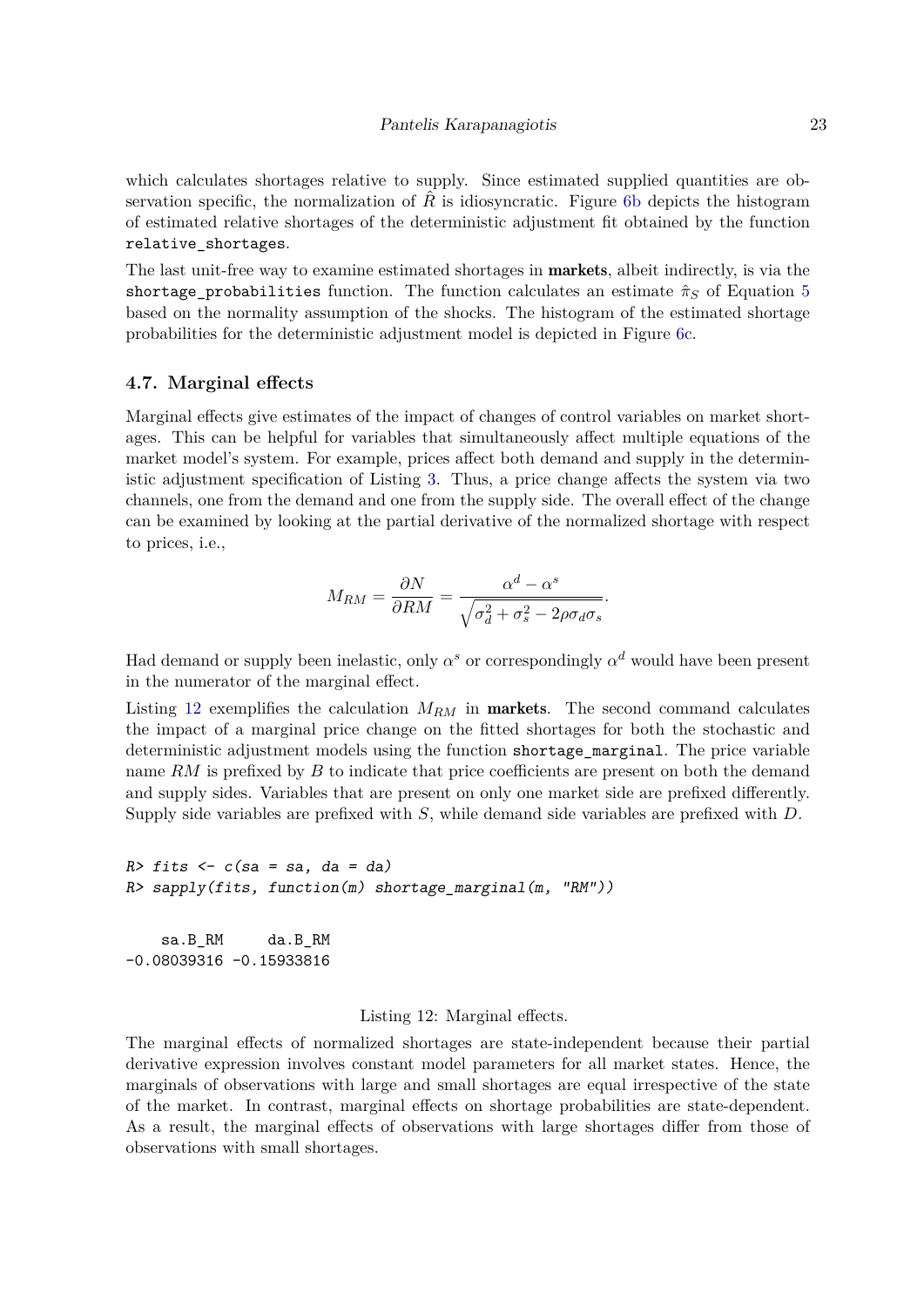which calculates shortages relative to supply. Since estimated supplied quantities are observation specific, the normalization of $\hat{R}$ is idiosyncratic. Figure 6b depicts the histogram of estimated relative shortages of the deterministic adjustment fit obtained by the function `relative_shortages`.

The last unit-free way to examine estimated shortages in **markets**, albeit indirectly, is via the `shortage_probabilities` function. The function calculates an estimate $\hat{\pi}_S$ of Equation 5 based on the normality assumption of the shocks. The histogram of the estimated shortage probabilities for the deterministic adjustment model is depicted in Figure 6c.

### 4.7. Marginal effects

Marginal effects give estimates of the impact of changes of control variables on market shortages. This can be helpful for variables that simultaneously affect multiple equations of the market model's system. For example, prices affect both demand and supply in the deterministic adjustment specification of Listing 3. Thus, a price change affects the system via two channels, one from the demand and one from the supply side. The overall effect of the change can be examined by looking at the partial derivative of the normalized shortage with respect to prices, i.e.,

$$M_{RM} = \frac{\partial N}{\partial RM} = \frac{\alpha^d - \alpha^s}{\sqrt{\sigma_d^2 + \sigma_s^2 - 2\rho\sigma_d\sigma_s}}.$$

Had demand or supply been inelastic, only $\alpha^s$ or correspondingly $\alpha^d$ would have been present in the numerator of the marginal effect.

Listing 12 exemplifies the calculation $M_{RM}$ in **markets**. The second command calculates the impact of a marginal price change on the fitted shortages for both the stochastic and deterministic adjustment models using the function `shortage_marginal`. The price variable name $RM$ is prefixed by $B$ to indicate that price coefficients are present on both the demand and supply sides. Variables that are present on only one market side are prefixed differently. Supply side variables are prefixed with $S$, while demand side variables are prefixed with $D$.

```
R> fits <- c(sa = sa, da = da)
R> sapply(fits, function(m) shortage_marginal(m, "RM"))

    sa.B_RM     da.B_RM
-0.08039316 -0.15933816
```

Listing 12: Marginal effects.

The marginal effects of normalized shortages are state-independent because their partial derivative expression involves constant model parameters for all market states. Hence, the marginals of observations with large and small shortages are equal irrespective of the state of the market. In contrast, marginal effects on shortage probabilities are state-dependent. As a result, the marginal effects of observations with large shortages differ from those of observations with small shortages.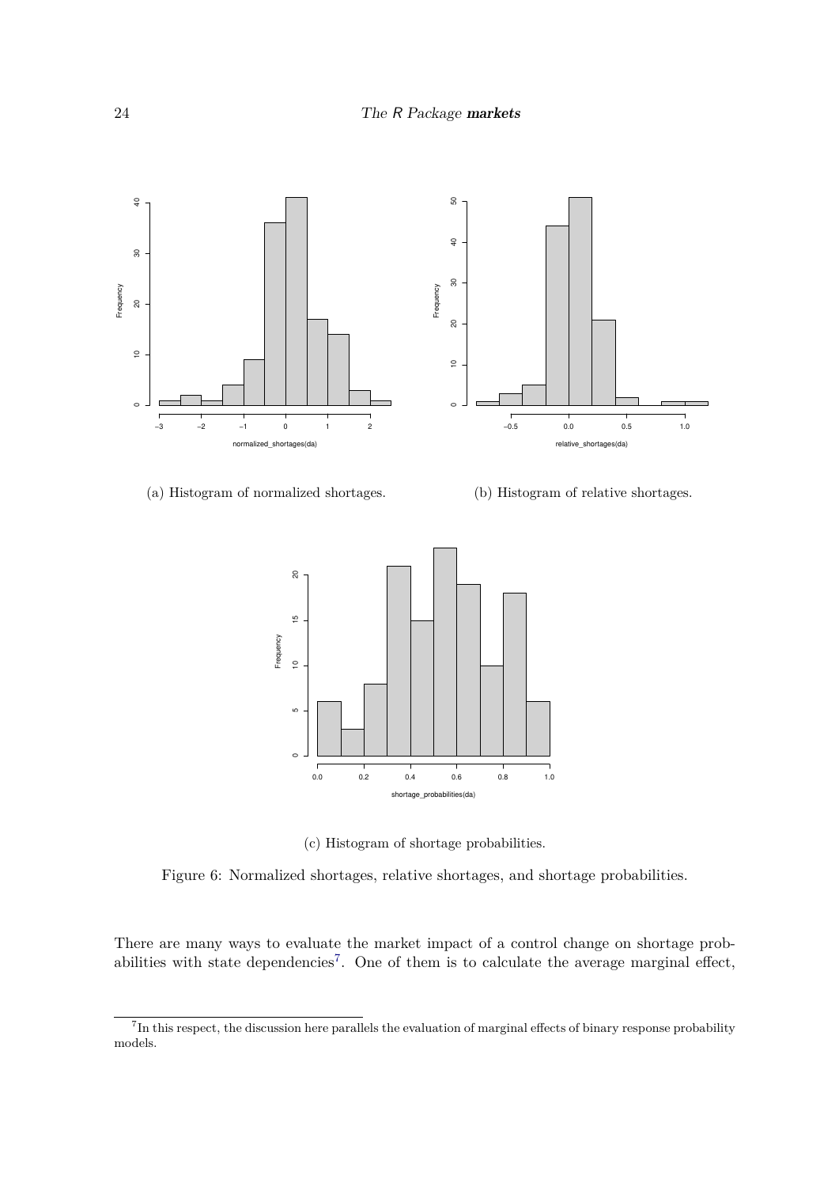(a) Histogram of normalized shortages.

(b) Histogram of relative shortages.

(c) Histogram of shortage probabilities.

Figure 6: Normalized shortages, relative shortages, and shortage probabilities.

There are many ways to evaluate the market impact of a control change on shortage probabilities with state dependencies[7]. One of them is to calculate the average marginal effect,

[7] In this respect, the discussion here parallels the evaluation of marginal effects of binary response probability models.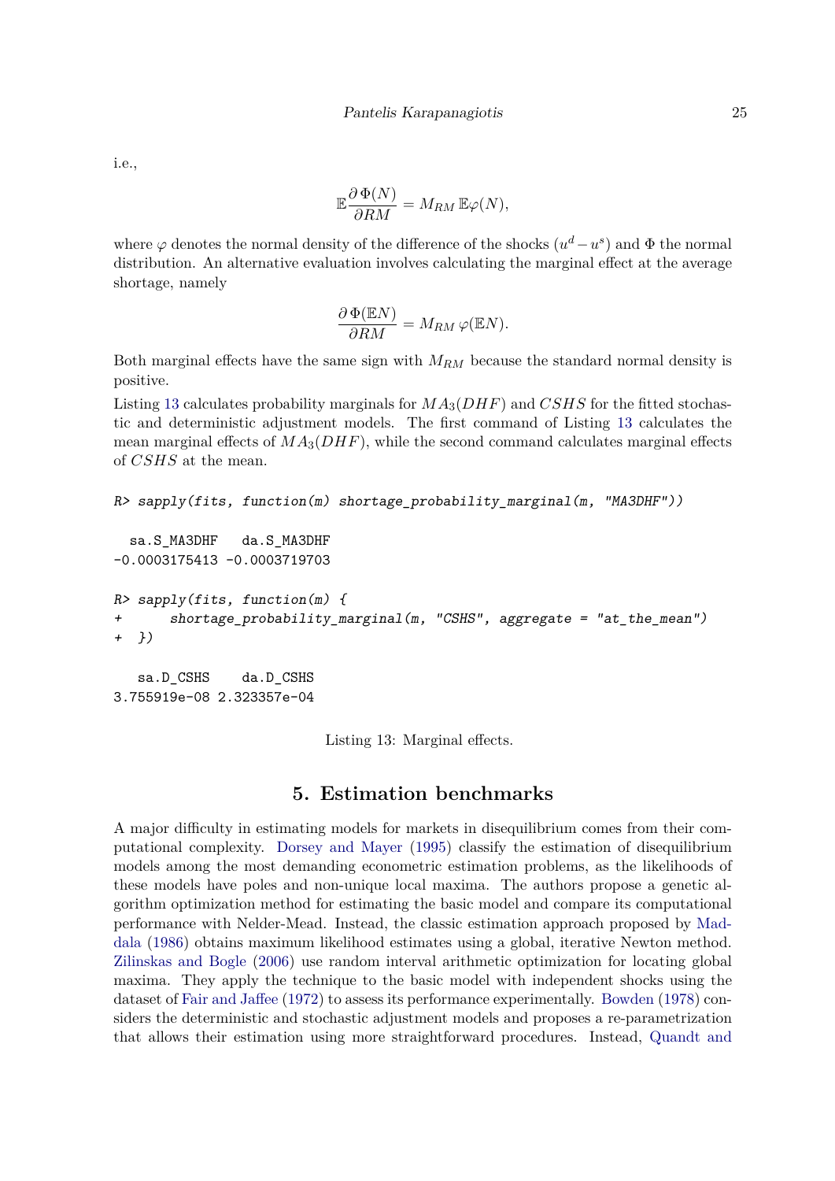i.e.,

$$\mathbb{E}\frac{\partial \, \Phi(N)}{\partial RM} = M_{RM} \, \mathbb{E}\varphi(N),$$

where $\varphi$ denotes the normal density of the difference of the shocks $(u^d - u^s)$ and $\Phi$ the normal distribution. An alternative evaluation involves calculating the marginal effect at the average shortage, namely

$$\frac{\partial \, \Phi(\mathbb{E}N)}{\partial RM} = M_{RM} \, \varphi(\mathbb{E}N).$$

Both marginal effects have the same sign with $M_{RM}$ because the standard normal density is positive.

Listing 13 calculates probability marginals for $MA_3(DHF)$ and $CSHS$ for the fitted stochastic and deterministic adjustment models. The first command of Listing 13 calculates the mean marginal effects of $MA_3(DHF)$, while the second command calculates marginal effects of $CSHS$ at the mean.

```
R> sapply(fits, function(m) shortage_probability_marginal(m, "MA3DHF"))

  sa.S_MA3DHF   da.S_MA3DHF
-0.0003175413 -0.0003719703

R> sapply(fits, function(m) {
+      shortage_probability_marginal(m, "CSHS", aggregate = "at_the_mean")
+  })

   sa.D_CSHS    da.D_CSHS
3.755919e-08 2.323357e-04
```

Listing 13: Marginal effects.

## 5. Estimation benchmarks

A major difficulty in estimating models for markets in disequilibrium comes from their computational complexity. Dorsey and Mayer (1995) classify the estimation of disequilibrium models among the most demanding econometric estimation problems, as the likelihoods of these models have poles and non-unique local maxima. The authors propose a genetic algorithm optimization method for estimating the basic model and compare its computational performance with Nelder-Mead. Instead, the classic estimation approach proposed by Maddala (1986) obtains maximum likelihood estimates using a global, iterative Newton method. Zilinskas and Bogle (2006) use random interval arithmetic optimization for locating global maxima. They apply the technique to the basic model with independent shocks using the dataset of Fair and Jaffee (1972) to assess its performance experimentally. Bowden (1978) considers the deterministic and stochastic adjustment models and proposes a re-parametrization that allows their estimation using more straightforward procedures. Instead, Quandt and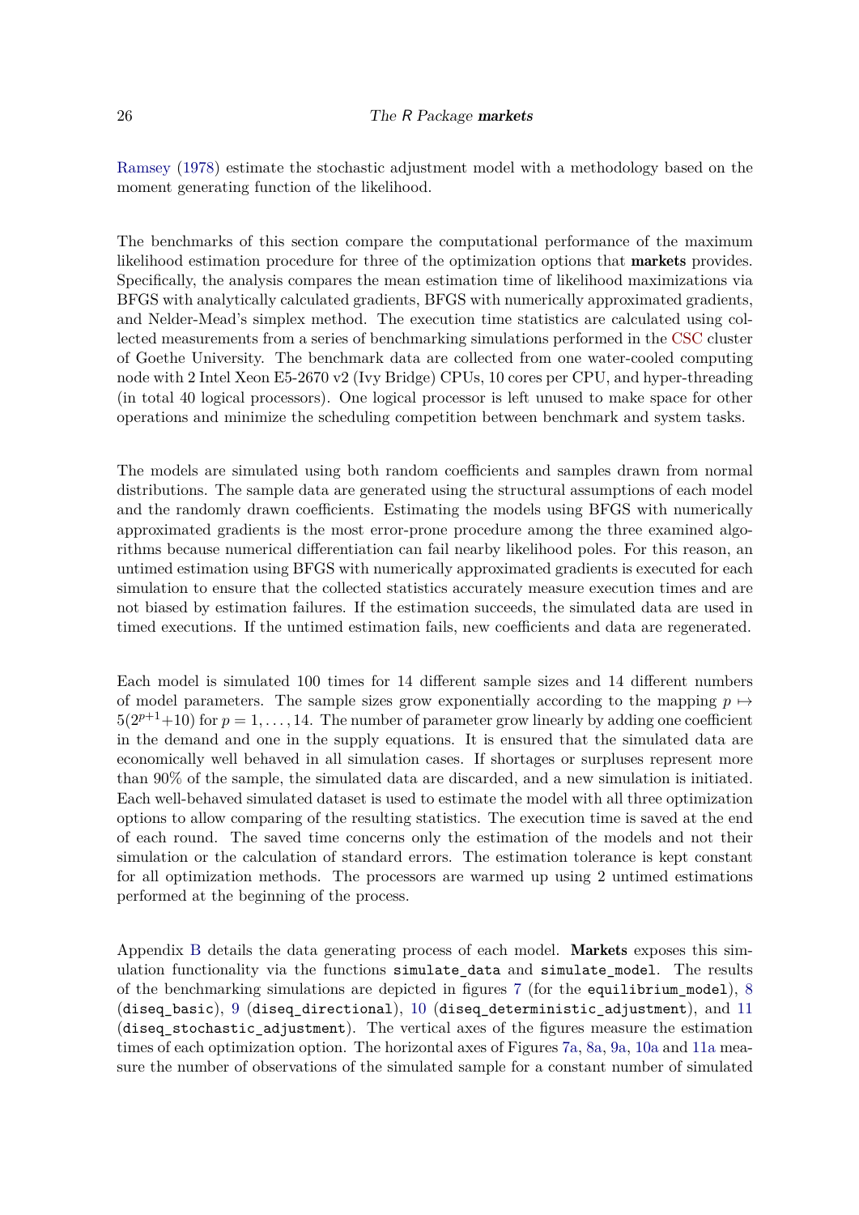Ramsey (1978) estimate the stochastic adjustment model with a methodology based on the moment generating function of the likelihood.

The benchmarks of this section compare the computational performance of the maximum likelihood estimation procedure for three of the optimization options that **markets** provides. Specifically, the analysis compares the mean estimation time of likelihood maximizations via BFGS with analytically calculated gradients, BFGS with numerically approximated gradients, and Nelder-Mead's simplex method. The execution time statistics are calculated using collected measurements from a series of benchmarking simulations performed in the CSC cluster of Goethe University. The benchmark data are collected from one water-cooled computing node with 2 Intel Xeon E5-2670 v2 (Ivy Bridge) CPUs, 10 cores per CPU, and hyper-threading (in total 40 logical processors). One logical processor is left unused to make space for other operations and minimize the scheduling competition between benchmark and system tasks.

The models are simulated using both random coefficients and samples drawn from normal distributions. The sample data are generated using the structural assumptions of each model and the randomly drawn coefficients. Estimating the models using BFGS with numerically approximated gradients is the most error-prone procedure among the three examined algorithms because numerical differentiation can fail nearby likelihood poles. For this reason, an untimed estimation using BFGS with numerically approximated gradients is executed for each simulation to ensure that the collected statistics accurately measure execution times and are not biased by estimation failures. If the estimation succeeds, the simulated data are used in timed executions. If the untimed estimation fails, new coefficients and data are regenerated.

Each model is simulated 100 times for 14 different sample sizes and 14 different numbers of model parameters. The sample sizes grow exponentially according to the mapping $p \mapsto 5(2^{p+1}+10)$ for $p = 1, \ldots, 14$. The number of parameter grow linearly by adding one coefficient in the demand and one in the supply equations. It is ensured that the simulated data are economically well behaved in all simulation cases. If shortages or surpluses represent more than 90% of the sample, the simulated data are discarded, and a new simulation is initiated. Each well-behaved simulated dataset is used to estimate the model with all three optimization options to allow comparing of the resulting statistics. The execution time is saved at the end of each round. The saved time concerns only the estimation of the models and not their simulation or the calculation of standard errors. The estimation tolerance is kept constant for all optimization methods. The processors are warmed up using 2 untimed estimations performed at the beginning of the process.

Appendix B details the data generating process of each model. **Markets** exposes this simulation functionality via the functions `simulate_data` and `simulate_model`. The results of the benchmarking simulations are depicted in figures 7 (for the `equilibrium_model`), 8 (`diseq_basic`), 9 (`diseq_directional`), 10 (`diseq_deterministic_adjustment`), and 11 (`diseq_stochastic_adjustment`). The vertical axes of the figures measure the estimation times of each optimization option. The horizontal axes of Figures 7a, 8a, 9a, 10a and 11a measure the number of observations of the simulated sample for a constant number of simulated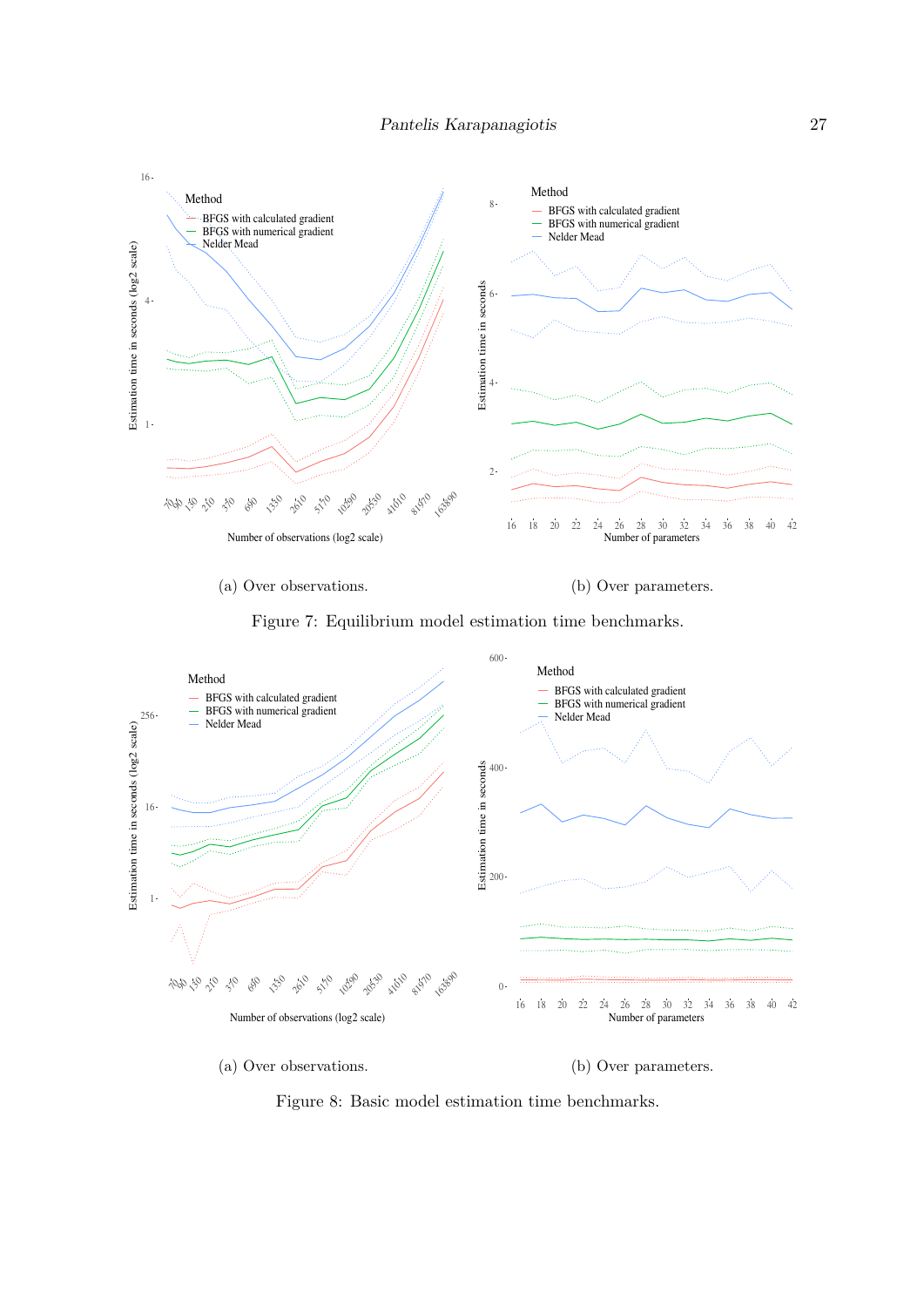(a) Over observations.

(b) Over parameters.

Figure 7: Equilibrium model estimation time benchmarks.

(a) Over observations.

(b) Over parameters.

Figure 8: Basic model estimation time benchmarks.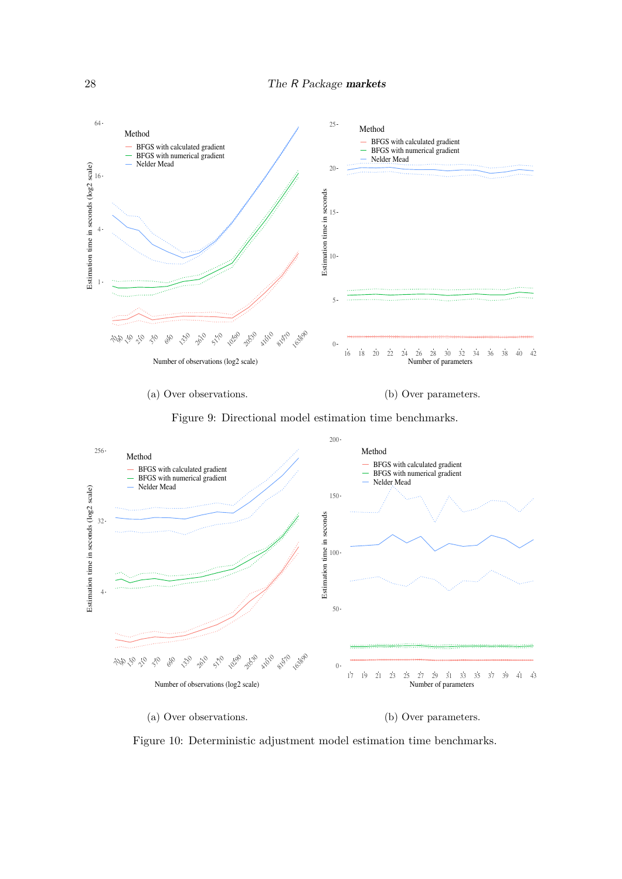(a) Over observations.

(b) Over parameters.

Figure 9: Directional model estimation time benchmarks.

(a) Over observations.

(b) Over parameters.

Figure 10: Deterministic adjustment model estimation time benchmarks.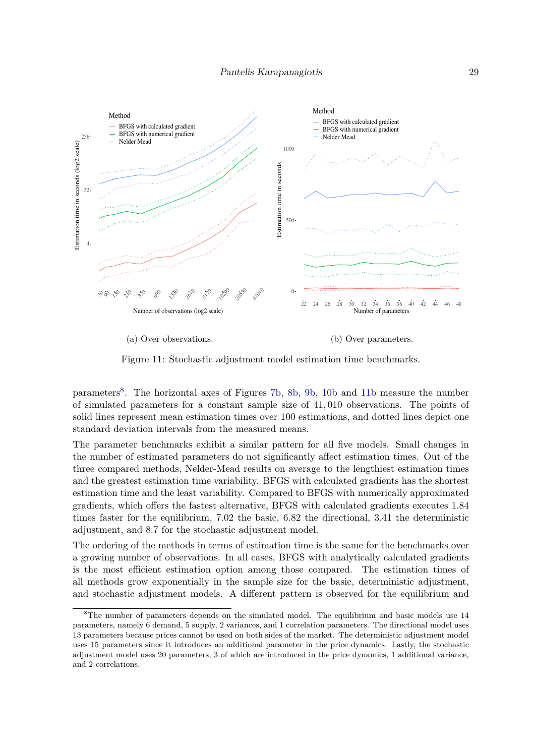(a) Over observations.

(b) Over parameters.

Figure 11: Stochastic adjustment model estimation time benchmarks.

parameters[8]. The horizontal axes of Figures 7b, 8b, 9b, 10b and 11b measure the number of simulated parameters for a constant sample size of 41,010 observations. The points of solid lines represent mean estimation times over 100 estimations, and dotted lines depict one standard deviation intervals from the measured means.

The parameter benchmarks exhibit a similar pattern for all five models. Small changes in the number of estimated parameters do not significantly affect estimation times. Out of the three compared methods, Nelder-Mead results on average to the lengthiest estimation times and the greatest estimation time variability. BFGS with calculated gradients has the shortest estimation time and the least variability. Compared to BFGS with numerically approximated gradients, which offers the fastest alternative, BFGS with calculated gradients executes 1.84 times faster for the equilibrium, 7.02 the basic, 6.82 the directional, 3.41 the deterministic adjustment, and 8.7 for the stochastic adjustment model.

The ordering of the methods in terms of estimation time is the same for the benchmarks over a growing number of observations. In all cases, BFGS with analytically calculated gradients is the most efficient estimation option among those compared. The estimation times of all methods grow exponentially in the sample size for the basic, deterministic adjustment, and stochastic adjustment models. A different pattern is observed for the equilibrium and

[8] The number of parameters depends on the simulated model. The equilibrium and basic models use 14 parameters, namely 6 demand, 5 supply, 2 variances, and 1 correlation parameters. The directional model uses 13 parameters because prices cannot be used on both sides of the market. The deterministic adjustment model uses 15 parameters since it introduces an additional parameter in the price dynamics. Lastly, the stochastic adjustment model uses 20 parameters, 3 of which are introduced in the price dynamics, 1 additional variance, and 2 correlations.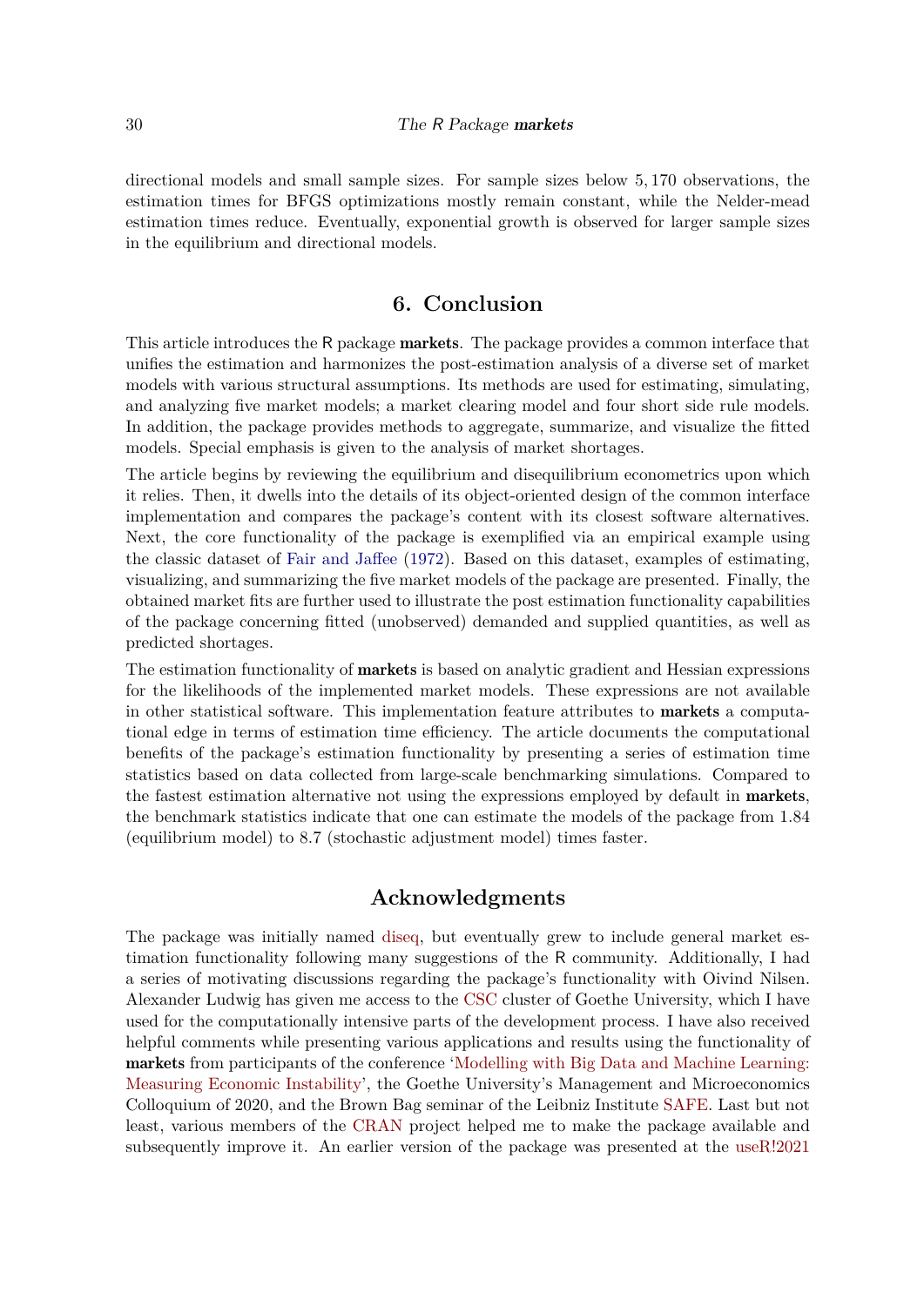directional models and small sample sizes. For sample sizes below 5,170 observations, the estimation times for BFGS optimizations mostly remain constant, while the Nelder-mead estimation times reduce. Eventually, exponential growth is observed for larger sample sizes in the equilibrium and directional models.

## 6. Conclusion

This article introduces the R package **markets**. The package provides a common interface that unifies the estimation and harmonizes the post-estimation analysis of a diverse set of market models with various structural assumptions. Its methods are used for estimating, simulating, and analyzing five market models; a market clearing model and four short side rule models. In addition, the package provides methods to aggregate, summarize, and visualize the fitted models. Special emphasis is given to the analysis of market shortages.

The article begins by reviewing the equilibrium and disequilibrium econometrics upon which it relies. Then, it dwells into the details of its object-oriented design of the common interface implementation and compares the package's content with its closest software alternatives. Next, the core functionality of the package is exemplified via an empirical example using the classic dataset of Fair and Jaffee (1972). Based on this dataset, examples of estimating, visualizing, and summarizing the five market models of the package are presented. Finally, the obtained market fits are further used to illustrate the post estimation functionality capabilities of the package concerning fitted (unobserved) demanded and supplied quantities, as well as predicted shortages.

The estimation functionality of **markets** is based on analytic gradient and Hessian expressions for the likelihoods of the implemented market models. These expressions are not available in other statistical software. This implementation feature attributes to **markets** a computational edge in terms of estimation time efficiency. The article documents the computational benefits of the package's estimation functionality by presenting a series of estimation time statistics based on data collected from large-scale benchmarking simulations. Compared to the fastest estimation alternative not using the expressions employed by default in **markets**, the benchmark statistics indicate that one can estimate the models of the package from 1.84 (equilibrium model) to 8.7 (stochastic adjustment model) times faster.

## Acknowledgments

The package was initially named diseq, but eventually grew to include general market estimation functionality following many suggestions of the R community. Additionally, I had a series of motivating discussions regarding the package's functionality with Oivind Nilsen. Alexander Ludwig has given me access to the CSC cluster of Goethe University, which I have used for the computationally intensive parts of the development process. I have also received helpful comments while presenting various applications and results using the functionality of **markets** from participants of the conference 'Modelling with Big Data and Machine Learning: Measuring Economic Instability', the Goethe University's Management and Microeconomics Colloquium of 2020, and the Brown Bag seminar of the Leibniz Institute SAFE. Last but not least, various members of the CRAN project helped me to make the package available and subsequently improve it. An earlier version of the package was presented at the useR!2021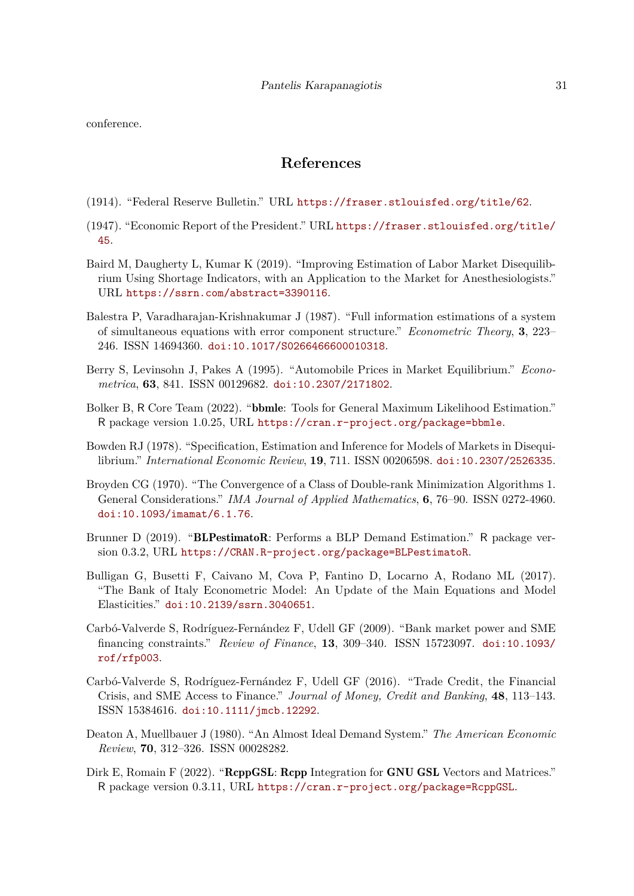conference.

## References

(1914). "Federal Reserve Bulletin." URL https://fraser.stlouisfed.org/title/62.

(1947). "Economic Report of the President." URL https://fraser.stlouisfed.org/title/45.

Baird M, Daugherty L, Kumar K (2019). "Improving Estimation of Labor Market Disequilibrium Using Shortage Indicators, with an Application to the Market for Anesthesiologists." URL https://ssrn.com/abstract=3390116.

Balestra P, Varadharajan-Krishnakumar J (1987). "Full information estimations of a system of simultaneous equations with error component structure." *Econometric Theory*, **3**, 223–246. ISSN 14694360. doi:10.1017/S0266466600010318.

Berry S, Levinsohn J, Pakes A (1995). "Automobile Prices in Market Equilibrium." *Econometrica*, **63**, 841. ISSN 00129682. doi:10.2307/2171802.

Bolker B, R Core Team (2022). "**bbmle**: Tools for General Maximum Likelihood Estimation." R package version 1.0.25, URL https://cran.r-project.org/package=bbmle.

Bowden RJ (1978). "Specification, Estimation and Inference for Models of Markets in Disequilibrium." *International Economic Review*, **19**, 711. ISSN 00206598. doi:10.2307/2526335.

Broyden CG (1970). "The Convergence of a Class of Double-rank Minimization Algorithms 1. General Considerations." *IMA Journal of Applied Mathematics*, **6**, 76–90. ISSN 0272-4960. doi:10.1093/imamat/6.1.76.

Brunner D (2019). "**BLPestimatoR**: Performs a BLP Demand Estimation." R package version 0.3.2, URL https://CRAN.R-project.org/package=BLPestimatoR.

Bulligan G, Busetti F, Caivano M, Cova P, Fantino D, Locarno A, Rodano ML (2017). "The Bank of Italy Econometric Model: An Update of the Main Equations and Model Elasticities." doi:10.2139/ssrn.3040651.

Carbó-Valverde S, Rodríguez-Fernández F, Udell GF (2009). "Bank market power and SME financing constraints." *Review of Finance*, **13**, 309–340. ISSN 15723097. doi:10.1093/rof/rfp003.

Carbó-Valverde S, Rodríguez-Fernández F, Udell GF (2016). "Trade Credit, the Financial Crisis, and SME Access to Finance." *Journal of Money, Credit and Banking*, **48**, 113–143. ISSN 15384616. doi:10.1111/jmcb.12292.

Deaton A, Muellbauer J (1980). "An Almost Ideal Demand System." *The American Economic Review*, **70**, 312–326. ISSN 00028282.

Dirk E, Romain F (2022). "**RcppGSL**: **Rcpp** Integration for **GNU GSL** Vectors and Matrices." R package version 0.3.11, URL https://cran.r-project.org/package=RcppGSL.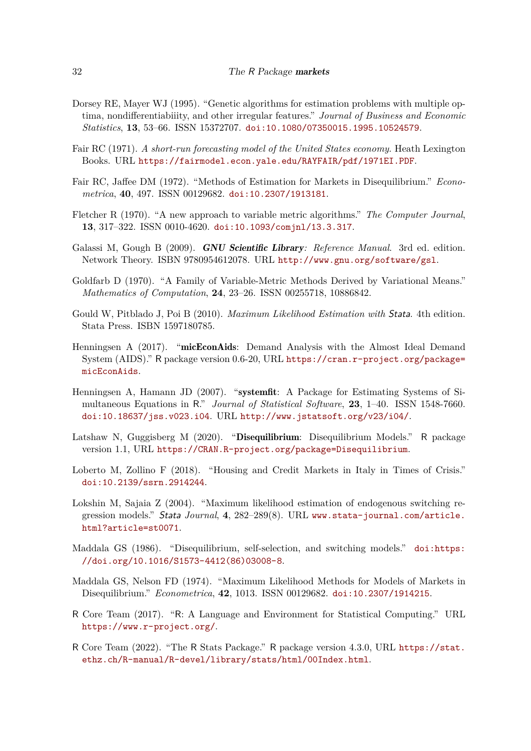Dorsey RE, Mayer WJ (1995). "Genetic algorithms for estimation problems with multiple optima, nondifferentiabiiity, and other irregular features." *Journal of Business and Economic Statistics*, **13**, 53–66. ISSN 15372707. doi:10.1080/07350015.1995.10524579.

Fair RC (1971). *A short-run forecasting model of the United States economy*. Heath Lexington Books. URL https://fairmodel.econ.yale.edu/RAYFAIR/pdf/1971EI.PDF.

Fair RC, Jaffee DM (1972). "Methods of Estimation for Markets in Disequilibrium." *Econometrica*, **40**, 497. ISSN 00129682. doi:10.2307/1913181.

Fletcher R (1970). "A new approach to variable metric algorithms." *The Computer Journal*, **13**, 317–322. ISSN 0010-4620. doi:10.1093/comjnl/13.3.317.

Galassi M, Gough B (2009). ***GNU Scientific Library**: Reference Manual*. 3rd ed. edition. Network Theory. ISBN 9780954612078. URL http://www.gnu.org/software/gsl.

Goldfarb D (1970). "A Family of Variable-Metric Methods Derived by Variational Means." *Mathematics of Computation*, **24**, 23–26. ISSN 00255718, 10886842.

Gould W, Pitblado J, Poi B (2010). *Maximum Likelihood Estimation with Stata*. 4th edition. Stata Press. ISBN 1597180785.

Henningsen A (2017). "**micEconAids**: Demand Analysis with the Almost Ideal Demand System (AIDS)." R package version 0.6-20, URL https://cran.r-project.org/package=micEconAids.

Henningsen A, Hamann JD (2007). "**systemfit**: A Package for Estimating Systems of Simultaneous Equations in R." *Journal of Statistical Software*, **23**, 1–40. ISSN 1548-7660. doi:10.18637/jss.v023.i04. URL http://www.jstatsoft.org/v23/i04/.

Latshaw N, Guggisberg M (2020). "**Disequilibrium**: Disequilibrium Models." R package version 1.1, URL https://CRAN.R-project.org/package=Disequilibrium.

Loberto M, Zollino F (2018). "Housing and Credit Markets in Italy in Times of Crisis." doi:10.2139/ssrn.2914244.

Lokshin M, Sajaia Z (2004). "Maximum likelihood estimation of endogenous switching regression models." *Stata Journal*, **4**, 282–289(8). URL www.stata-journal.com/article.html?article=st0071.

Maddala GS (1986). "Disequilibrium, self-selection, and switching models." doi:https://doi.org/10.1016/S1573-4412(86)03008-8.

Maddala GS, Nelson FD (1974). "Maximum Likelihood Methods for Models of Markets in Disequilibrium." *Econometrica*, **42**, 1013. ISSN 00129682. doi:10.2307/1914215.

R Core Team (2017). "R: A Language and Environment for Statistical Computing." URL https://www.r-project.org/.

R Core Team (2022). "The R Stats Package." R package version 4.3.0, URL https://stat.ethz.ch/R-manual/R-devel/library/stats/html/00Index.html.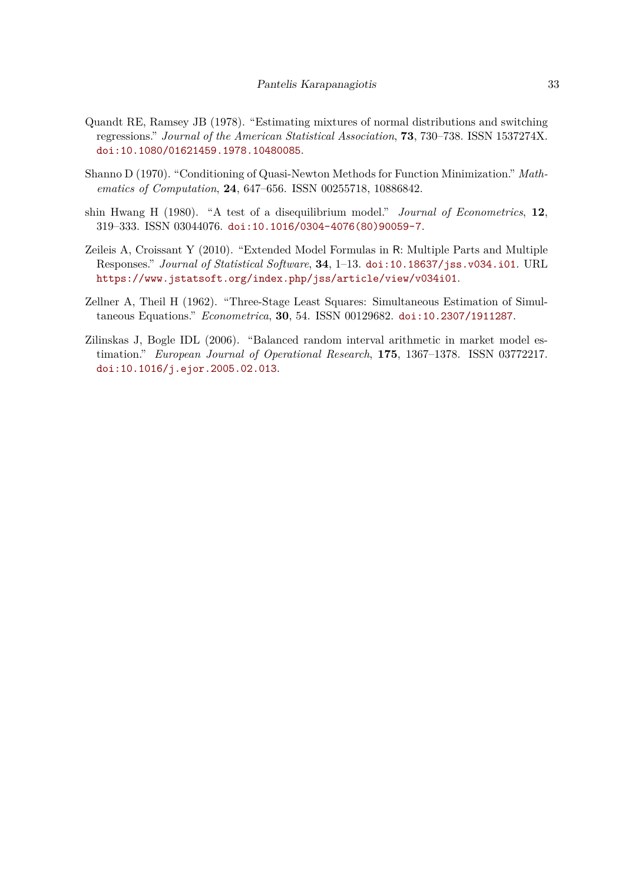Quandt RE, Ramsey JB (1978). "Estimating mixtures of normal distributions and switching regressions." *Journal of the American Statistical Association*, **73**, 730–738. ISSN 1537274X. doi:10.1080/01621459.1978.10480085.

Shanno D (1970). "Conditioning of Quasi-Newton Methods for Function Minimization." *Mathematics of Computation*, **24**, 647–656. ISSN 00255718, 10886842.

shin Hwang H (1980). "A test of a disequilibrium model." *Journal of Econometrics*, **12**, 319–333. ISSN 03044076. doi:10.1016/0304-4076(80)90059-7.

Zeileis A, Croissant Y (2010). "Extended Model Formulas in R: Multiple Parts and Multiple Responses." *Journal of Statistical Software*, **34**, 1–13. doi:10.18637/jss.v034.i01. URL https://www.jstatsoft.org/index.php/jss/article/view/v034i01.

Zellner A, Theil H (1962). "Three-Stage Least Squares: Simultaneous Estimation of Simultaneous Equations." *Econometrica*, **30**, 54. ISSN 00129682. doi:10.2307/1911287.

Zilinskas J, Bogle IDL (2006). "Balanced random interval arithmetic in market model estimation." *European Journal of Operational Research*, **175**, 1367–1378. ISSN 03772217. doi:10.1016/j.ejor.2005.02.013.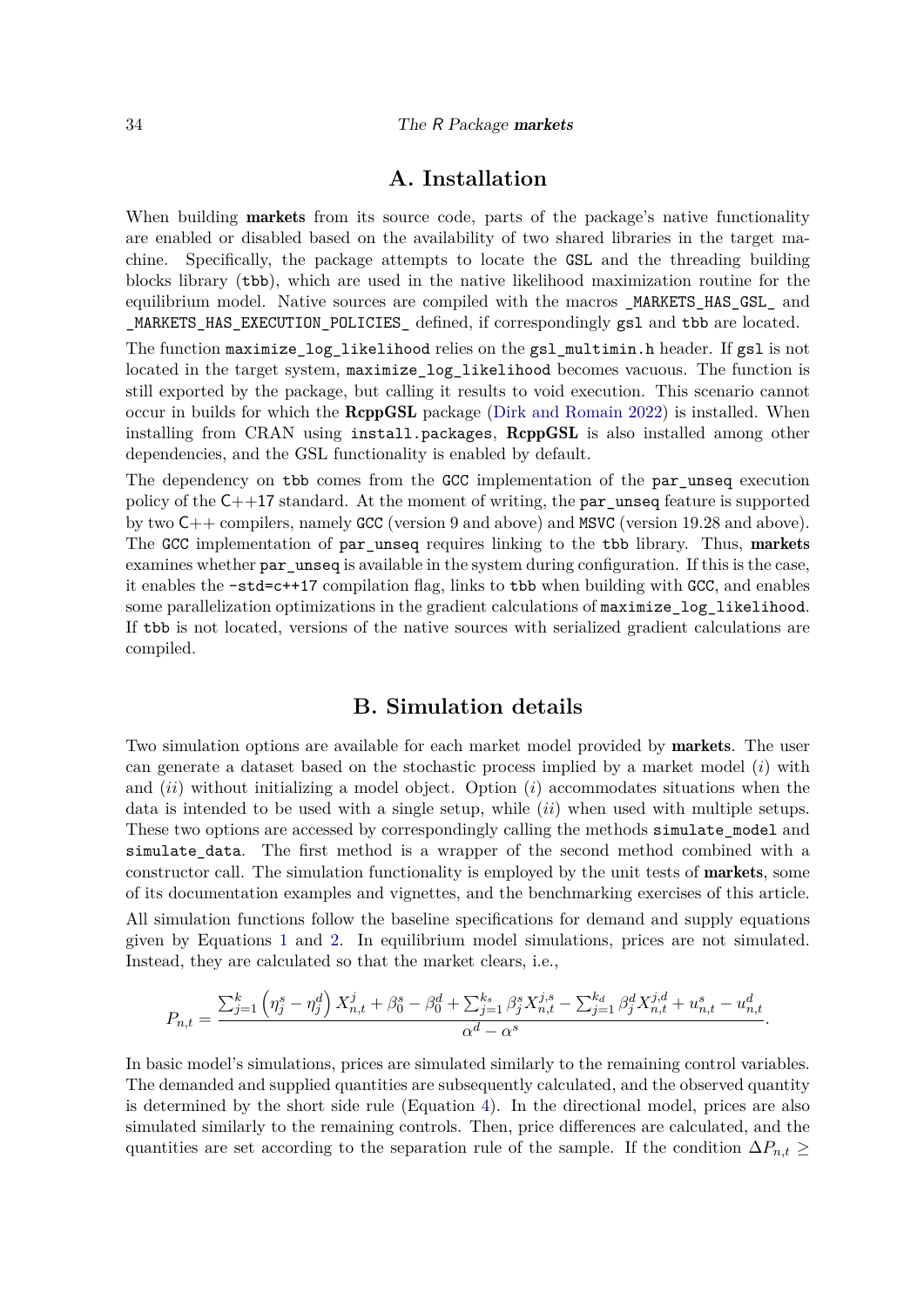# A. Installation

When building **markets** from its source code, parts of the package's native functionality are enabled or disabled based on the availability of two shared libraries in the target machine. Specifically, the package attempts to locate the `GSL` and the threading building blocks library (`tbb`), which are used in the native likelihood maximization routine for the equilibrium model. Native sources are compiled with the macros `_MARKETS_HAS_GSL_` and `_MARKETS_HAS_EXECUTION_POLICIES_` defined, if correspondingly `gsl` and `tbb` are located.

The function `maximize_log_likelihood` relies on the `gsl_multimin.h` header. If `gsl` is not located in the target system, `maximize_log_likelihood` becomes vacuous. The function is still exported by the package, but calling it results to void execution. This scenario cannot occur in builds for which the **RcppGSL** package (Dirk and Romain 2022) is installed. When installing from CRAN using `install.packages`, **RcppGSL** is also installed among other dependencies, and the GSL functionality is enabled by default.

The dependency on `tbb` comes from the `GCC` implementation of the `par_unseq` execution policy of the C++17 standard. At the moment of writing, the `par_unseq` feature is supported by two C++ compilers, namely `GCC` (version 9 and above) and `MSVC` (version 19.28 and above). The `GCC` implementation of `par_unseq` requires linking to the `tbb` library. Thus, **markets** examines whether `par_unseq` is available in the system during configuration. If this is the case, it enables the `-std=c++17` compilation flag, links to `tbb` when building with `GCC`, and enables some parallelization optimizations in the gradient calculations of `maximize_log_likelihood`. If `tbb` is not located, versions of the native sources with serialized gradient calculations are compiled.

# B. Simulation details

Two simulation options are available for each market model provided by **markets**. The user can generate a dataset based on the stochastic process implied by a market model (*i*) with and (*ii*) without initializing a model object. Option (*i*) accommodates situations when the data is intended to be used with a single setup, while (*ii*) when used with multiple setups. These two options are accessed by correspondingly calling the methods `simulate_model` and `simulate_data`. The first method is a wrapper of the second method combined with a constructor call. The simulation functionality is employed by the unit tests of **markets**, some of its documentation examples and vignettes, and the benchmarking exercises of this article.

All simulation functions follow the baseline specifications for demand and supply equations given by Equations 1 and 2. In equilibrium model simulations, prices are not simulated. Instead, they are calculated so that the market clears, i.e.,

$$P_{n,t} = \frac{\sum_{j=1}^{k}\left(\eta_j^s - \eta_j^d\right) X_{n,t}^{j} + \beta_0^s - \beta_0^d + \sum_{j=1}^{k_s}\beta_j^s X_{n,t}^{j,s} - \sum_{j=1}^{k_d}\beta_j^d X_{n,t}^{j,d} + u_{n,t}^s - u_{n,t}^d}{\alpha^d - \alpha^s}.$$

In basic model's simulations, prices are simulated similarly to the remaining control variables. The demanded and supplied quantities are subsequently calculated, and the observed quantity is determined by the short side rule (Equation 4). In the directional model, prices are also simulated similarly to the remaining controls. Then, price differences are calculated, and the quantities are set according to the separation rule of the sample. If the condition $\Delta P_{n,t} \geq$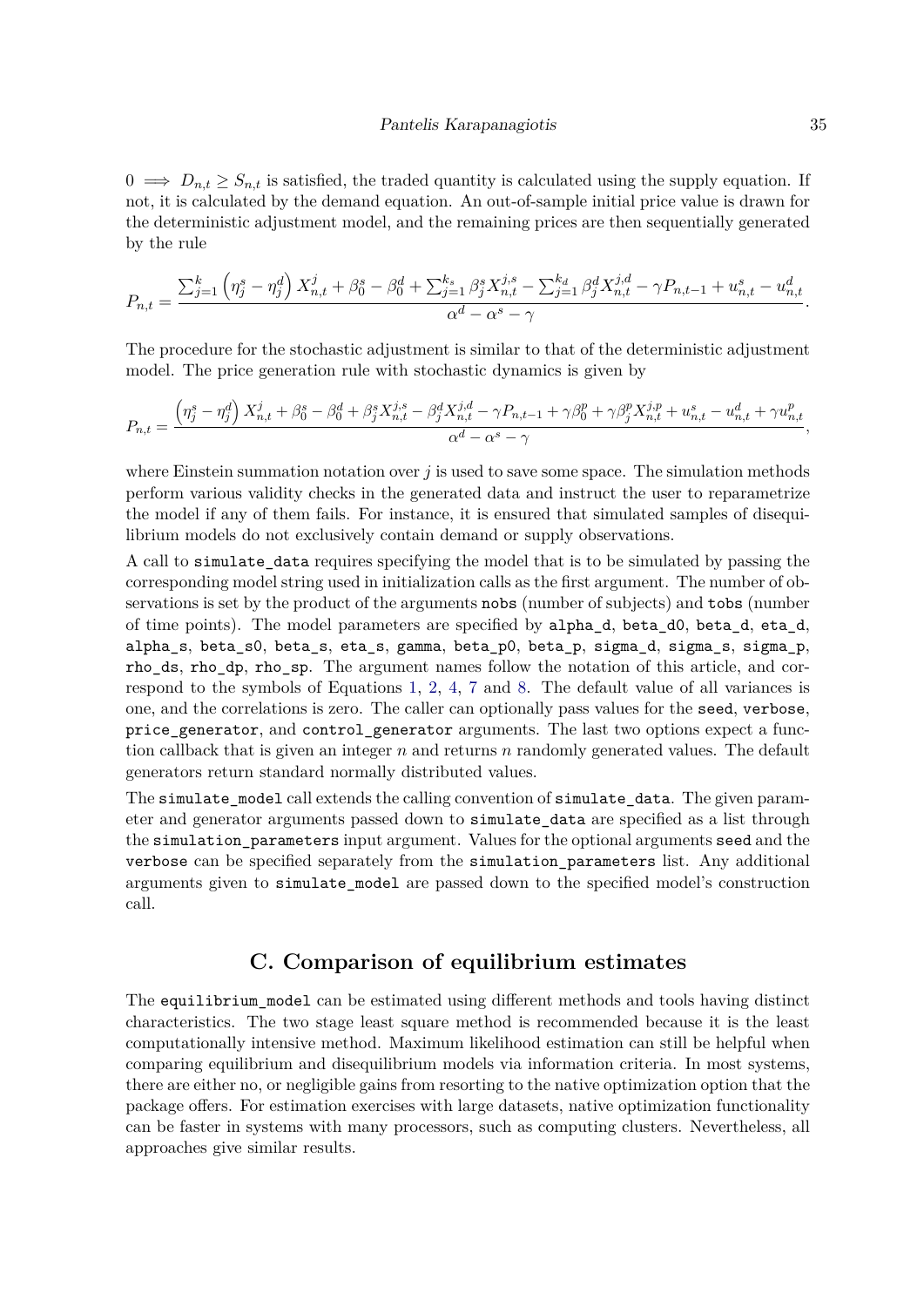$0 \implies D_{n,t} \geq S_{n,t}$ is satisfied, the traded quantity is calculated using the supply equation. If not, it is calculated by the demand equation. An out-of-sample initial price value is drawn for the deterministic adjustment model, and the remaining prices are then sequentially generated by the rule

$$P_{n,t} = \frac{\sum_{j=1}^{k} \left(\eta^s_j - \eta^d_j\right) X^j_{n,t} + \beta^s_0 - \beta^d_0 + \sum_{j=1}^{k_s} \beta^s_j X^{j,s}_{n,t} - \sum_{j=1}^{k_d} \beta^d_j X^{j,d}_{n,t} - \gamma P_{n,t-1} + u^s_{n,t} - u^d_{n,t}}{\alpha^d - \alpha^s - \gamma}.$$

The procedure for the stochastic adjustment is similar to that of the deterministic adjustment model. The price generation rule with stochastic dynamics is given by

$$P_{n,t} = \frac{\left(\eta^s_j - \eta^d_j\right) X^j_{n,t} + \beta^s_0 - \beta^d_0 + \beta^s_j X^{j,s}_{n,t} - \beta^d_j X^{j,d}_{n,t} - \gamma P_{n,t-1} + \gamma \beta^p_0 + \gamma \beta^p_j X^{j,p}_{n,t} + u^s_{n,t} - u^d_{n,t} + \gamma u^p_{n,t}}{\alpha^d - \alpha^s - \gamma},$$

where Einstein summation notation over $j$ is used to save some space. The simulation methods perform various validity checks in the generated data and instruct the user to reparametrize the model if any of them fails. For instance, it is ensured that simulated samples of disequilibrium models do not exclusively contain demand or supply observations.

A call to `simulate_data` requires specifying the model that is to be simulated by passing the corresponding model string used in initialization calls as the first argument. The number of observations is set by the product of the arguments `nobs` (number of subjects) and `tobs` (number of time points). The model parameters are specified by `alpha_d`, `beta_d0`, `beta_d`, `eta_d`, `alpha_s`, `beta_s0`, `beta_s`, `eta_s`, `gamma`, `beta_p0`, `beta_p`, `sigma_d`, `sigma_s`, `sigma_p`, `rho_ds`, `rho_dp`, `rho_sp`. The argument names follow the notation of this article, and correspond to the symbols of Equations 1, 2, 4, 7 and 8. The default value of all variances is one, and the correlations is zero. The caller can optionally pass values for the `seed`, `verbose`, `price_generator`, and `control_generator` arguments. The last two options expect a function callback that is given an integer $n$ and returns $n$ randomly generated values. The default generators return standard normally distributed values.

The `simulate_model` call extends the calling convention of `simulate_data`. The given parameter and generator arguments passed down to `simulate_data` are specified as a list through the `simulation_parameters` input argument. Values for the optional arguments `seed` and the `verbose` can be specified separately from the `simulation_parameters` list. Any additional arguments given to `simulate_model` are passed down to the specified model's construction call.

## C. Comparison of equilibrium estimates

The `equilibrium_model` can be estimated using different methods and tools having distinct characteristics. The two stage least square method is recommended because it is the least computationally intensive method. Maximum likelihood estimation can still be helpful when comparing equilibrium and disequilibrium models via information criteria. In most systems, there are either no, or negligible gains from resorting to the native optimization option that the package offers. For estimation exercises with large datasets, native optimization functionality can be faster in systems with many processors, such as computing clusters. Nevertheless, all approaches give similar results.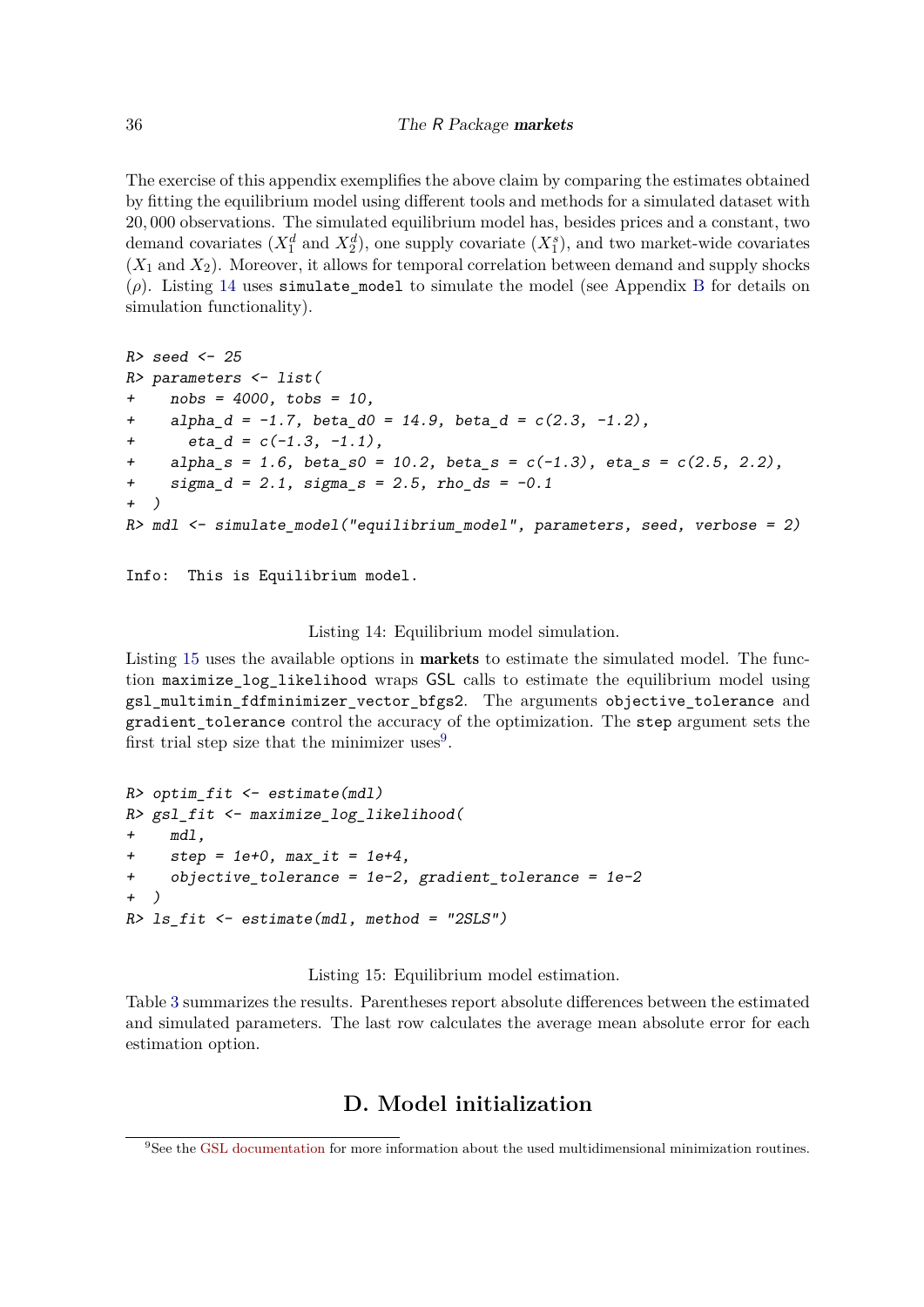The exercise of this appendix exemplifies the above claim by comparing the estimates obtained by fitting the equilibrium model using different tools and methods for a simulated dataset with 20,000 observations. The simulated equilibrium model has, besides prices and a constant, two demand covariates ($X_1^d$ and $X_2^d$), one supply covariate ($X_1^s$), and two market-wide covariates ($X_1$ and $X_2$). Moreover, it allows for temporal correlation between demand and supply shocks ($\rho$). Listing 14 uses `simulate_model` to simulate the model (see Appendix B for details on simulation functionality).

```
R> seed <- 25
R> parameters <- list(
+    nobs = 4000, tobs = 10,
+    alpha_d = -1.7, beta_d0 = 14.9, beta_d = c(2.3, -1.2),
+      eta_d = c(-1.3, -1.1),
+    alpha_s = 1.6, beta_s0 = 10.2, beta_s = c(-1.3), eta_s = c(2.5, 2.2),
+    sigma_d = 2.1, sigma_s = 2.5, rho_ds = -0.1
+  )
R> mdl <- simulate_model("equilibrium_model", parameters, seed, verbose = 2)

Info:  This is Equilibrium model.
```

Listing 14: Equilibrium model simulation.

Listing 15 uses the available options in **markets** to estimate the simulated model. The function `maximize_log_likelihood` wraps GSL calls to estimate the equilibrium model using `gsl_multimin_fdfminimizer_vector_bfgs2`. The arguments `objective_tolerance` and `gradient_tolerance` control the accuracy of the optimization. The `step` argument sets the first trial step size that the minimizer uses[9].

```
R> optim_fit <- estimate(mdl)
R> gsl_fit <- maximize_log_likelihood(
+    mdl,
+    step = 1e+0, max_it = 1e+4,
+    objective_tolerance = 1e-2, gradient_tolerance = 1e-2
+  )
R> ls_fit <- estimate(mdl, method = "2SLS")
```

Listing 15: Equilibrium model estimation.

Table 3 summarizes the results. Parentheses report absolute differences between the estimated and simulated parameters. The last row calculates the average mean absolute error for each estimation option.

# D. Model initialization

[9] See the GSL documentation for more information about the used multidimensional minimization routines.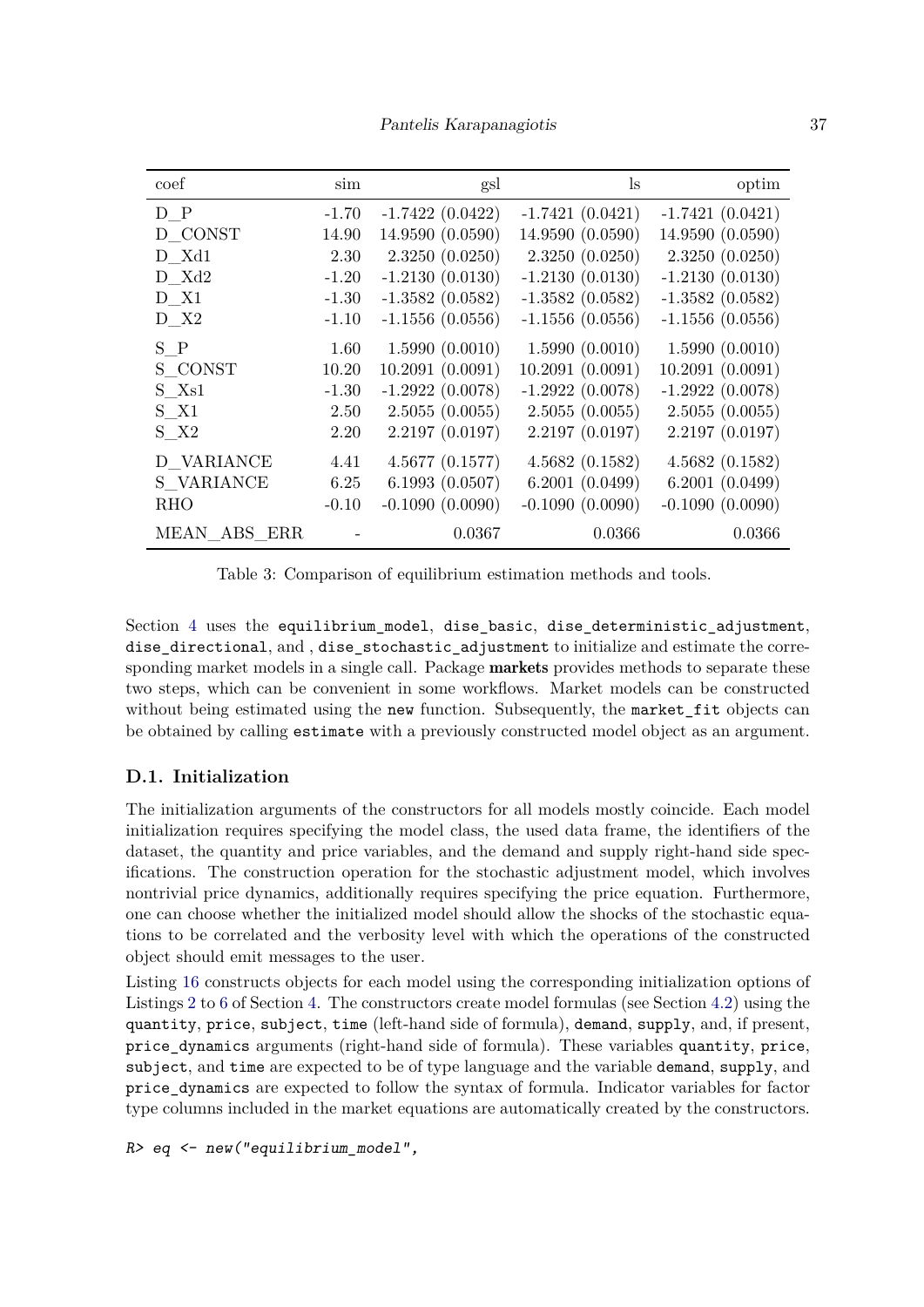| coef | sim | gsl | ls | optim |
|---|---|---|---|---|
| D_P | -1.70 | -1.7422 (0.0422) | -1.7421 (0.0421) | -1.7421 (0.0421) |
| D_CONST | 14.90 | 14.9590 (0.0590) | 14.9590 (0.0590) | 14.9590 (0.0590) |
| D_Xd1 | 2.30 | 2.3250 (0.0250) | 2.3250 (0.0250) | 2.3250 (0.0250) |
| D_Xd2 | -1.20 | -1.2130 (0.0130) | -1.2130 (0.0130) | -1.2130 (0.0130) |
| D_X1 | -1.30 | -1.3582 (0.0582) | -1.3582 (0.0582) | -1.3582 (0.0582) |
| D_X2 | -1.10 | -1.1556 (0.0556) | -1.1556 (0.0556) | -1.1556 (0.0556) |
| S_P | 1.60 | 1.5990 (0.0010) | 1.5990 (0.0010) | 1.5990 (0.0010) |
| S_CONST | 10.20 | 10.2091 (0.0091) | 10.2091 (0.0091) | 10.2091 (0.0091) |
| S_Xs1 | -1.30 | -1.2922 (0.0078) | -1.2922 (0.0078) | -1.2922 (0.0078) |
| S_X1 | 2.50 | 2.5055 (0.0055) | 2.5055 (0.0055) | 2.5055 (0.0055) |
| S_X2 | 2.20 | 2.2197 (0.0197) | 2.2197 (0.0197) | 2.2197 (0.0197) |
| D_VARIANCE | 4.41 | 4.5677 (0.1577) | 4.5682 (0.1582) | 4.5682 (0.1582) |
| S_VARIANCE | 6.25 | 6.1993 (0.0507) | 6.2001 (0.0499) | 6.2001 (0.0499) |
| RHO | -0.10 | -0.1090 (0.0090) | -0.1090 (0.0090) | -0.1090 (0.0090) |
| MEAN_ABS_ERR | - | 0.0367 | 0.0366 | 0.0366 |

Table 3: Comparison of equilibrium estimation methods and tools.

Section 4 uses the `equilibrium_model`, `dise_basic`, `dise_deterministic_adjustment`, `dise_directional`, and , `dise_stochastic_adjustment` to initialize and estimate the corresponding market models in a single call. Package **markets** provides methods to separate these two steps, which can be convenient in some workflows. Market models can be constructed without being estimated using the `new` function. Subsequently, the `market_fit` objects can be obtained by calling `estimate` with a previously constructed model object as an argument.

### D.1. Initialization

The initialization arguments of the constructors for all models mostly coincide. Each model initialization requires specifying the model class, the used data frame, the identifiers of the dataset, the quantity and price variables, and the demand and supply right-hand side specifications. The construction operation for the stochastic adjustment model, which involves nontrivial price dynamics, additionally requires specifying the price equation. Furthermore, one can choose whether the initialized model should allow the shocks of the stochastic equations to be correlated and the verbosity level with which the operations of the constructed object should emit messages to the user.

Listing 16 constructs objects for each model using the corresponding initialization options of Listings 2 to 6 of Section 4. The constructors create model formulas (see Section 4.2) using the `quantity`, `price`, `subject`, `time` (left-hand side of formula), `demand`, `supply`, and, if present, `price_dynamics` arguments (right-hand side of formula). These variables `quantity`, `price`, `subject`, and `time` are expected to be of type language and the variable `demand`, `supply`, and `price_dynamics` are expected to follow the syntax of formula. Indicator variables for factor type columns included in the market equations are automatically created by the constructors.

```
R> eq <- new("equilibrium_model",
```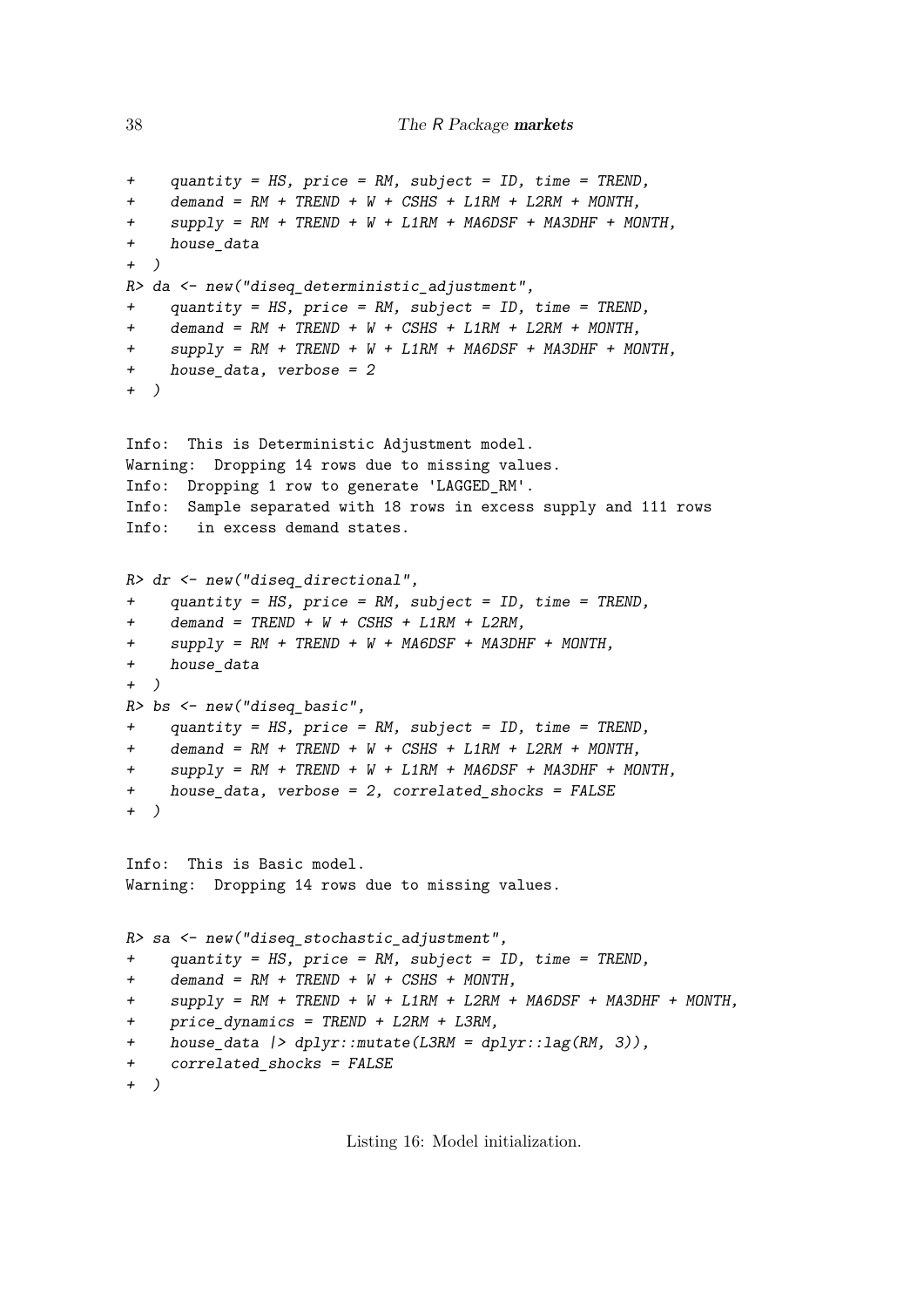```
+    quantity = HS, price = RM, subject = ID, time = TREND,
+    demand = RM + TREND + W + CSHS + L1RM + L2RM + MONTH,
+    supply = RM + TREND + W + L1RM + MA6DSF + MA3DHF + MONTH,
+    house_data
+  )
R> da <- new("diseq_deterministic_adjustment",
+    quantity = HS, price = RM, subject = ID, time = TREND,
+    demand = RM + TREND + W + CSHS + L1RM + L2RM + MONTH,
+    supply = RM + TREND + W + L1RM + MA6DSF + MA3DHF + MONTH,
+    house_data, verbose = 2
+  )

Info:  This is Deterministic Adjustment model.
Warning:  Dropping 14 rows due to missing values.
Info:  Dropping 1 row to generate 'LAGGED_RM'.
Info:  Sample separated with 18 rows in excess supply and 111 rows
Info:   in excess demand states.

R> dr <- new("diseq_directional",
+    quantity = HS, price = RM, subject = ID, time = TREND,
+    demand = TREND + W + CSHS + L1RM + L2RM,
+    supply = RM + TREND + W + MA6DSF + MA3DHF + MONTH,
+    house_data
+  )
R> bs <- new("diseq_basic",
+    quantity = HS, price = RM, subject = ID, time = TREND,
+    demand = RM + TREND + W + CSHS + L1RM + L2RM + MONTH,
+    supply = RM + TREND + W + L1RM + MA6DSF + MA3DHF + MONTH,
+    house_data, verbose = 2, correlated_shocks = FALSE
+  )

Info:  This is Basic model.
Warning:  Dropping 14 rows due to missing values.

R> sa <- new("diseq_stochastic_adjustment",
+    quantity = HS, price = RM, subject = ID, time = TREND,
+    demand = RM + TREND + W + CSHS + MONTH,
+    supply = RM + TREND + W + L1RM + L2RM + MA6DSF + MA3DHF + MONTH,
+    price_dynamics = TREND + L2RM + L3RM,
+    house_data |> dplyr::mutate(L3RM = dplyr::lag(RM, 3)),
+    correlated_shocks = FALSE
+  )
```

Listing 16: Model initialization.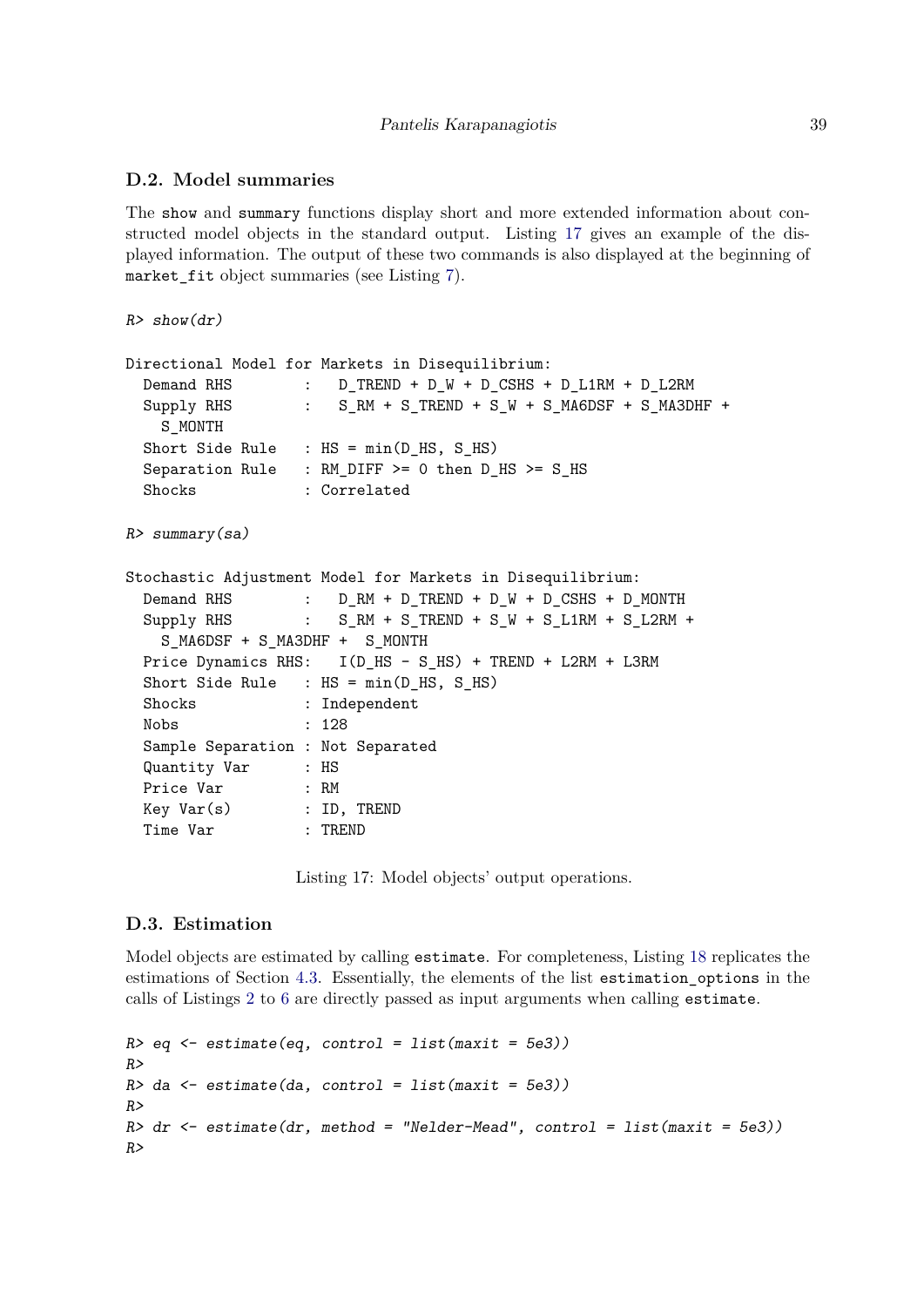### D.2. Model summaries

The show and summary functions display short and more extended information about constructed model objects in the standard output. Listing 17 gives an example of the displayed information. The output of these two commands is also displayed at the beginning of market_fit object summaries (see Listing 7).

```
R> show(dr)

Directional Model for Markets in Disequilibrium:
  Demand RHS        :   D_TREND + D_W + D_CSHS + D_L1RM + D_L2RM
  Supply RHS        :   S_RM + S_TREND + S_W + S_MA6DSF + S_MA3DHF +
    S_MONTH
  Short Side Rule   : HS = min(D_HS, S_HS)
  Separation Rule   : RM_DIFF >= 0 then D_HS >= S_HS
  Shocks            : Correlated

R> summary(sa)

Stochastic Adjustment Model for Markets in Disequilibrium:
  Demand RHS        :   D_RM + D_TREND + D_W + D_CSHS + D_MONTH
  Supply RHS        :   S_RM + S_TREND + S_W + S_L1RM + S_L2RM +
    S_MA6DSF + S_MA3DHF +  S_MONTH
  Price Dynamics RHS:   I(D_HS - S_HS) + TREND + L2RM + L3RM
  Short Side Rule   : HS = min(D_HS, S_HS)
  Shocks            : Independent
  Nobs              : 128
  Sample Separation : Not Separated
  Quantity Var      : HS
  Price Var         : RM
  Key Var(s)        : ID, TREND
  Time Var          : TREND
```

Listing 17: Model objects' output operations.

### D.3. Estimation

Model objects are estimated by calling estimate. For completeness, Listing 18 replicates the estimations of Section 4.3. Essentially, the elements of the list estimation_options in the calls of Listings 2 to 6 are directly passed as input arguments when calling estimate.

```
R> eq <- estimate(eq, control = list(maxit = 5e3))
R>
R> da <- estimate(da, control = list(maxit = 5e3))
R>
R> dr <- estimate(dr, method = "Nelder-Mead", control = list(maxit = 5e3))
R>
```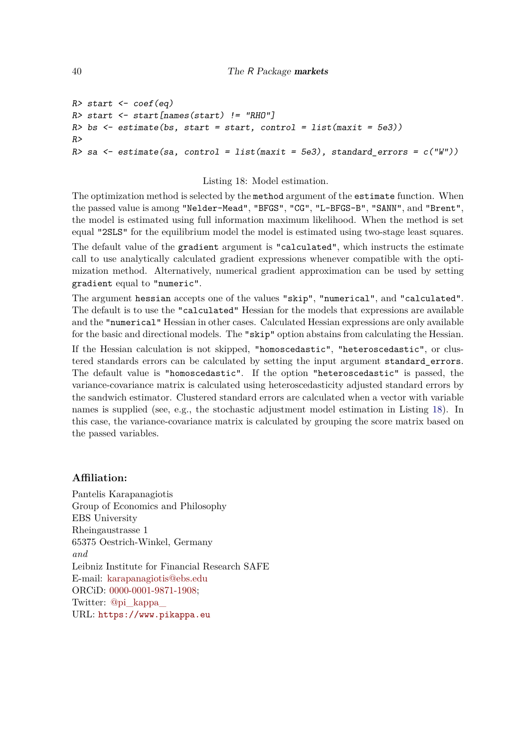```
R> start <- coef(eq)
R> start <- start[names(start) != "RHO"]
R> bs <- estimate(bs, start = start, control = list(maxit = 5e3))
R>
R> sa <- estimate(sa, control = list(maxit = 5e3), standard_errors = c("W"))
```

Listing 18: Model estimation.

The optimization method is selected by the `method` argument of the `estimate` function. When the passed value is among `"Nelder-Mead"`, `"BFGS"`, `"CG"`, `"L-BFGS-B"`, `"SANN"`, and `"Brent"`, the model is estimated using full information maximum likelihood. When the method is set equal `"2SLS"` for the equilibrium model the model is estimated using two-stage least squares.

The default value of the `gradient` argument is `"calculated"`, which instructs the estimate call to use analytically calculated gradient expressions whenever compatible with the optimization method. Alternatively, numerical gradient approximation can be used by setting `gradient` equal to `"numeric"`.

The argument `hessian` accepts one of the values `"skip"`, `"numerical"`, and `"calculated"`. The default is to use the `"calculated"` Hessian for the models that expressions are available and the `"numerical"` Hessian in other cases. Calculated Hessian expressions are only available for the basic and directional models. The `"skip"` option abstains from calculating the Hessian.

If the Hessian calculation is not skipped, `"homoscedastic"`, `"heteroscedastic"`, or clustered standards errors can be calculated by setting the input argument `standard_errors`. The default value is `"homoscedastic"`. If the option `"heteroscedastic"` is passed, the variance-covariance matrix is calculated using heteroscedasticity adjusted standard errors by the sandwich estimator. Clustered standard errors are calculated when a vector with variable names is supplied (see, e.g., the stochastic adjustment model estimation in Listing 18). In this case, the variance-covariance matrix is calculated by grouping the score matrix based on the passed variables.

**Affiliation:**

Pantelis Karapanagiotis
Group of Economics and Philosophy
EBS University
Rheingaustrasse 1
65375 Oestrich-Winkel, Germany
*and*
Leibniz Institute for Financial Research SAFE
E-mail: karapanagiotis@ebs.edu
ORCiD: 0000-0001-9871-1908;
Twitter: @pi_kappa_
URL: `https://www.pikappa.eu`